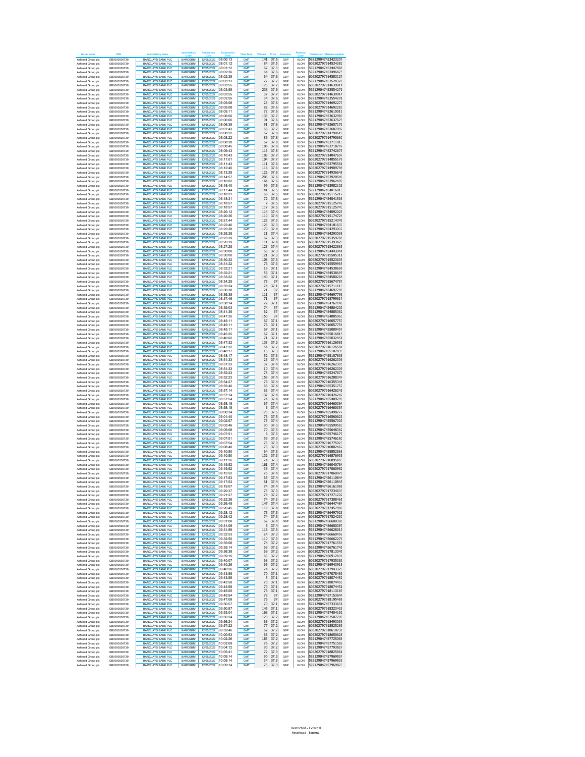| Issuer name | ISIN | Intermediary name | Intermediary Code | Transaction Date | Transaction Time | Time Zone | Volume | Price | Currency | Platform Code | Transaction reference number |
|---|---|---|---|---|---|---|---|---|---|---|---|
| Ashtead Group plc | GB0000536739 | BARCLAYS BANK PLC | BARCGBN1 | 12/05/2022 | 08:00:13 | GMT | 141 | 37.5 | GBP | XLON | 592129047453423207 |
| Ashtead Group plc | GB0000536739 | BARCLAYS BANK PLC | BARCGBN1 | 12/05/2022 | 08:01:12 | GMT | 84 | 37.5 | GBP | XLON | 606202797914534383 |
| Ashtead Group plc | GB0000536739 | BARCLAYS BANK PLC | BARCGBN1 | 12/05/2022 | 08:01:12 | GMT | 67 | 37.5 | GBP | XLON | 592129047453447888 |
| Ashtead Group plc | GB0000536739 | BARCLAYS BANK PLC | BARCGBN1 | 12/05/2022 | 08:02:36 | GMT | 64 | 37.6 | GBP | XLON | 592129047453496475 |
| Ashtead Group plc | GB0000536739 | BARCLAYS BANK PLC | BARCGBN1 | 12/05/2022 | 08:02:38 | GMT | 64 | 37.6 | GBP | XLON | 606202797914583127 |
| Ashtead Group plc | GB0000536739 | BARCLAYS BANK PLC | BARCGBN1 | 12/05/2022 | 08:03:13 | GMT | 72 | 37.7 | GBP | XLON | 592129047453524378 |
| Ashtead Group plc | GB0000536739 | BARCLAYS BANK PLC | BARCGBN1 | 12/05/2022 | 08:03:55 | GMT | 175 | 37.7 | GBP | XLON | 606202797914639011 |
| Ashtead Group plc | GB0000536739 | BARCLAYS BANK PLC | BARCGBN1 | 12/05/2022 | 08:03:55 | GMT | 238 | 37.6 | GBP | XLON | 592129047453554271 |
| Ashtead Group plc | GB0000536739 | BARCLAYS BANK PLC | BARCGBN1 | 12/05/2022 | 08:03:55 | GMT | 37 | 37.7 | GBP | XLON | 606202797914639014 |
| Ashtead Group plc | GB0000536739 | BARCLAYS BANK PLC | BARCGBN1 | 12/05/2022 | 08:03:55 | GMT | 34 | 37.6 | GBP | XLON | 592129047453554291 |
| Ashtead Group plc | GB0000536739 | BARCLAYS BANK PLC | BARCGBN1 | 12/05/2022 | 08:05:08 | GMT | 23 | 37.6 | GBP | XLON | 606202797914692273 |
| Ashtead Group plc | GB0000536739 | BARCLAYS BANK PLC | BARCGBN1 | 12/05/2022 | 08:05:08 | GMT | 82 | 37.6 | GBP | XLON | 606202797914692283 |
| Ashtead Group plc | GB0000536739 | BARCLAYS BANK PLC | BARCGBN1 | 12/05/2022 | 08:05:11 | GMT | 72 | 37.6 | GBP | XLON | 592129047453610019 |
| Ashtead Group plc | GB0000536739 | BARCLAYS BANK PLC | BARCGBN1 | 12/05/2022 | 08:06:00 | GMT | 135 | 37.7 | GBP | XLON | 592129047453632980 |
| Ashtead Group plc | GB0000536739 | BARCLAYS BANK PLC | BARCGBN1 | 12/05/2022 | 08:06:06 | GMT | 91 | 37.6 | GBP | XLON | 592129047453637679 |
| Ashtead Group plc | GB0000536739 | BARCLAYS BANK PLC | BARCGBN1 | 12/05/2022 | 08:06:39 | GMT | 91 | 37.6 | GBP | XLON | 592129047453657173 |
| Ashtead Group plc | GB0000536739 | BARCLAYS BANK PLC | BARCGBN1 | 12/05/2022 | 08:07:43 | GMT | 68 | 37.7 | GBP | XLON | 592129047453687097 |
| Ashtead Group plc | GB0000536739 | BARCLAYS BANK PLC | BARCGBN1 | 12/05/2022 | 08:08:22 | GMT | 67 | 37.8 | GBP | XLON | 606202797914790619 |
| Ashtead Group plc | GB0000536739 | BARCLAYS BANK PLC | BARCGBN1 | 12/05/2022 | 08:08:22 | GMT | 89 | 37.8 | GBP | XLON | 606202797914790660 |
| Ashtead Group plc | GB0000536739 | BARCLAYS BANK PLC | BARCGBN1 | 12/05/2022 | 08:08:28 | GMT | 67 | 37.8 | GBP | XLON | 592129047453711013 |
| Ashtead Group plc | GB0000536739 | BARCLAYS BANK PLC | BARCGBN1 | 12/05/2022 | 08:08:45 | GMT | 106 | 37.8 | GBP | XLON | 592129047453718797 |
| Ashtead Group plc | GB0000536739 | BARCLAYS BANK PLC | BARCGBN1 | 12/05/2022 | 08:09:43 | GMT | 113 | 37.8 | GBP | XLON | 592129047453742675 |
| Ashtead Group plc | GB0000536739 | BARCLAYS BANK PLC | BARCGBN1 | 12/05/2022 | 08:10:43 | GMT | 103 | 37.7 | GBP | XLON | 606202797914847607 |
| Ashtead Group plc | GB0000536739 | BARCLAYS BANK PLC | BARCGBN1 | 12/05/2022 | 08:11:01 | GMT | 104 | 37.7 | GBP | XLON | 606202797914855178 |
| Ashtead Group plc | GB0000536739 | BARCLAYS BANK PLC | BARCGBN1 | 12/05/2022 | 08:11:43 | GMT | 111 | 37.6 | GBP | XLON | 592129047453795561 |
| Ashtead Group plc | GB0000536739 | BARCLAYS BANK PLC | BARCGBN1 | 12/05/2022 | 08:12:40 | GMT | 116 | 37.6 | GBP | XLON | 606202797914909798 |
| Ashtead Group plc | GB0000536739 | BARCLAYS BANK PLC | BARCGBN1 | 12/05/2022 | 08:13:25 | GMT | 122 | 37.5 | GBP | XLON | 606202797914936648 |
| Ashtead Group plc | GB0000536739 | BARCLAYS BANK PLC | BARCGBN1 | 12/05/2022 | 08:14:57 | GMT | 205 | 37.6 | GBP | XLON | 592129047453920549 |
| Ashtead Group plc | GB0000536739 | BARCLAYS BANK PLC | BARCGBN1 | 12/05/2022 | 08:16:02 | GMT | 164 | 37.6 | GBP | XLON | 592129047453962409 |
| Ashtead Group plc | GB0000536739 | BARCLAYS BANK PLC | BARCGBN1 | 12/05/2022 | 08:16:40 | GMT | 99 | 37.6 | GBP | XLON | 592129047453982103 |
| Ashtead Group plc | GB0000536739 | BARCLAYS BANK PLC | BARCGBN1 | 12/05/2022 | 08:17:44 | GMT | 141 | 37.5 | GBP | XLON | 592129047454016013 |
| Ashtead Group plc | GB0000536739 | BARCLAYS BANK PLC | BARCGBN1 | 12/05/2022 | 08:18:31 | GMT | 68 | 37.5 | GBP | XLON | 606202797915115217 |
| Ashtead Group plc | GB0000536739 | BARCLAYS BANK PLC | BARCGBN1 | 12/05/2022 | 08:18:31 | GMT | 72 | 37.5 | GBP | XLON | 592129047454041565 |
| Ashtead Group plc | GB0000536739 | BARCLAYS BANK PLC | BARCGBN1 | 12/05/2022 | 08:18:57 | GMT | 7 | 37.5 | GBP | XLON | 606202797915125742 |
| Ashtead Group plc | GB0000536739 | BARCLAYS BANK PLC | BARCGBN1 | 12/05/2022 | 08:18:57 | GMT | 117 | 37.5 | GBP | XLON | 606202797915125743 |
| Ashtead Group plc | GB0000536739 | BARCLAYS BANK PLC | BARCGBN1 | 12/05/2022 | 08:20:13 | GMT | 114 | 37.4 | GBP | XLON | 592129047454092025 |
| Ashtead Group plc | GB0000536739 | BARCLAYS BANK PLC | BARCGBN1 | 12/05/2022 | 08:20:36 | GMT | 110 | 37.4 | GBP | XLON | 606202797915174724 |
| Ashtead Group plc | GB0000536739 | BARCLAYS BANK PLC | BARCGBN1 | 12/05/2022 | 08:21:44 | GMT | 123 | 37.3 | GBP | XLON | 606202797915214349 |
| Ashtead Group plc | GB0000536739 | BARCLAYS BANK PLC | BARCGBN1 | 12/05/2022 | 08:22:46 | GMT | 125 | 37.3 | GBP | XLON | 592129047454181637 |
| Ashtead Group plc | GB0000536739 | BARCLAYS BANK PLC | BARCGBN1 | 12/05/2022 | 08:25:38 | GMT | 170 | 37.4 | GBP | XLON | 592129047454293037 |
| Ashtead Group plc | GB0000536739 | BARCLAYS BANK PLC | BARCGBN1 | 12/05/2022 | 08:25:38 | GMT | 21 | 37.4 | GBP | XLON | 592129047454293038 |
| Ashtead Group plc | GB0000536739 | BARCLAYS BANK PLC | BARCGBN1 | 12/05/2022 | 08:25:39 | GMT | 67 | 37.3 | GBP | XLON | 606202797915359788 |
| Ashtead Group plc | GB0000536739 | BARCLAYS BANK PLC | BARCGBN1 | 12/05/2022 | 08:26:39 | GMT | 111 | 37.4 | GBP | XLON | 606202797915393479 |
| Ashtead Group plc | GB0000536739 | BARCLAYS BANK PLC | BARCGBN1 | 12/05/2022 | 08:27:28 | GMT | 123 | 37.4 | GBP | XLON | 606202797915422865 |
| Ashtead Group plc | GB0000536739 | BARCLAYS BANK PLC | BARCGBN1 | 12/05/2022 | 08:30:00 | GMT | 65 | 37.3 | GBP | XLON | 592129047454443041 |
| Ashtead Group plc | GB0000536739 | BARCLAYS BANK PLC | BARCGBN1 | 12/05/2022 | 08:30:00 | GMT | 121 | 37.3 | GBP | XLON | 606202797915505311 |
| Ashtead Group plc | GB0000536739 | BARCLAYS BANK PLC | BARCGBN1 | 12/05/2022 | 08:30:32 | GMT | 108 | 37.3 | GBP | XLON | 606202797915523639 |
| Ashtead Group plc | GB0000536739 | BARCLAYS BANK PLC | BARCGBN1 | 12/05/2022 | 08:31:22 | GMT | 76 | 37.3 | GBP | XLON | 606202797915559965 |
| Ashtead Group plc | GB0000536739 | BARCLAYS BANK PLC | BARCGBN1 | 12/05/2022 | 08:32:21 | GMT | 18 | 37.1 | GBP | XLON | 592129047454538696 |
| Ashtead Group plc | GB0000536739 | BARCLAYS BANK PLC | BARCGBN1 | 12/05/2022 | 08:32:21 | GMT | 56 | 37.1 | GBP | XLON | 592129047454538695 |
| Ashtead Group plc | GB0000536739 | BARCLAYS BANK PLC | BARCGBN1 | 12/05/2022 | 08:33:22 | GMT | 140 | 37.1 | GBP | XLON | 592129047454580264 |
| Ashtead Group plc | GB0000536739 | BARCLAYS BANK PLC | BARCGBN1 | 12/05/2022 | 08:34:25 | GMT | 75 | 37 | GBP | XLON | 606202797915674757 |
| Ashtead Group plc | GB0000536739 | BARCLAYS BANK PLC | BARCGBN1 | 12/05/2022 | 08:36:24 | GMT | 74 | 37.1 | GBP | XLON | 606202797915711113 |
| Ashtead Group plc | GB0000536739 | BARCLAYS BANK PLC | BARCGBN1 | 12/05/2022 | 08:36:38 | GMT | 21 | 37 | GBP | XLON | 592129047454697798 |
| Ashtead Group plc | GB0000536739 | BARCLAYS BANK PLC | BARCGBN1 | 12/05/2022 | 08:36:38 | GMT | 111 | 37 | GBP | XLON | 592129047454697799 |
| Ashtead Group plc | GB0000536739 | BARCLAYS BANK PLC | BARCGBN1 | 12/05/2022 | 08:37:46 | GMT | 71 | 37 | GBP | XLON | 606202797915799617 |
| Ashtead Group plc | GB0000536739 | BARCLAYS BANK PLC | BARCGBN1 | 12/05/2022 | 08:38:14 | GMT | 72 | 37.1 | GBP | XLON | 592129047454767140 |
| Ashtead Group plc | GB0000536739 | BARCLAYS BANK PLC | BARCGBN1 | 12/05/2022 | 08:39:03 | GMT | 74 | 37 | GBP | XLON | 592129047454804203 |
| Ashtead Group plc | GB0000536739 | BARCLAYS BANK PLC | BARCGBN1 | 12/05/2022 | 08:41:35 | GMT | 62 | 37 | GBP | XLON | 592129047454885062 |
| Ashtead Group plc | GB0000536739 | BARCLAYS BANK PLC | BARCGBN1 | 12/05/2022 | 08:41:35 | GMT | 150 | 37 | GBP | XLON | 592129047454885063 |
| Ashtead Group plc | GB0000536739 | BARCLAYS BANK PLC | BARCGBN1 | 12/05/2022 | 08:45:11 | GMT | 67 | 37.1 | GBP | XLON | 606202797916057757 |
| Ashtead Group plc | GB0000536739 | BARCLAYS BANK PLC | BARCGBN1 | 12/05/2022 | 08:45:11 | GMT | 76 | 37.1 | GBP | XLON | 606202797916057756 |
| Ashtead Group plc | GB0000536739 | BARCLAYS BANK PLC | BARCGBN1 | 12/05/2022 | 08:45:11 | GMT | 67 | 37.1 | GBP | XLON | 592129047455009457 |
| Ashtead Group plc | GB0000536739 | BARCLAYS BANK PLC | BARCGBN1 | 12/05/2022 | 08:45:25 | GMT | 67 | 37.1 | GBP | XLON | 592129047455016815 |
| Ashtead Group plc | GB0000536739 | BARCLAYS BANK PLC | BARCGBN1 | 12/05/2022 | 08:46:02 | GMT | 71 | 37.1 | GBP | XLON | 592129047455032451 |
| Ashtead Group plc | GB0000536739 | BARCLAYS BANK PLC | BARCGBN1 | 12/05/2022 | 08:47:32 | GMT | 133 | 37.2 | GBP | XLON | 606202797916126585 |
| Ashtead Group plc | GB0000536739 | BARCLAYS BANK PLC | BARCGBN1 | 12/05/2022 | 08:47:32 | GMT | 54 | 37.2 | GBP | XLON | 606202797916126584 |
| Ashtead Group plc | GB0000536739 | BARCLAYS BANK PLC | BARCGBN1 | 12/05/2022 | 08:48:17 | GMT | 15 | 37.3 | GBP | XLON | 592129047455107839 |
| Ashtead Group plc | GB0000536739 | BARCLAYS BANK PLC | BARCGBN1 | 12/05/2022 | 08:48:17 | GMT | 52 | 37.3 | GBP | XLON | 592129047455107838 |
| Ashtead Group plc | GB0000536739 | BARCLAYS BANK PLC | BARCGBN1 | 12/05/2022 | 08:51:33 | GMT | 23 | 37.4 | GBP | XLON | 606202797916262306 |
| Ashtead Group plc | GB0000536739 | BARCLAYS BANK PLC | BARCGBN1 | 12/05/2022 | 08:51:33 | GMT | 37 | 37.4 | GBP | XLON | 606202797916262305 |
| Ashtead Group plc | GB0000536739 | BARCLAYS BANK PLC | BARCGBN1 | 12/05/2022 | 08:51:33 | GMT | 10 | 37.4 | GBP | XLON | 606202797916262309 |
| Ashtead Group plc | GB0000536739 | BARCLAYS BANK PLC | BARCGBN1 | 12/05/2022 | 08:52:23 | GMT | 73 | 37.4 | GBP | XLON | 592129047455247877 |
| Ashtead Group plc | GB0000536739 | BARCLAYS BANK PLC | BARCGBN1 | 12/05/2022 | 08:52:23 | GMT | 159 | 37.4 | GBP | XLON | 606202797916288347 |
| Ashtead Group plc | GB0000536739 | BARCLAYS BANK PLC | BARCGBN1 | 12/05/2022 | 08:54:27 | GMT | 76 | 37.4 | GBP | XLON | 606202797916355348 |
| Ashtead Group plc | GB0000536739 | BARCLAYS BANK PLC | BARCGBN1 | 12/05/2022 | 08:55:40 | GMT | 63 | 37.4 | GBP | XLON | 592129047455351757 |
| Ashtead Group plc | GB0000536739 | BARCLAYS BANK PLC | BARCGBN1 | 12/05/2022 | 08:57:14 | GMT | 63 | 37.4 | GBP | XLON | 606202797916426241 |
| Ashtead Group plc | GB0000536739 | BARCLAYS BANK PLC | BARCGBN1 | 12/05/2022 | 08:57:14 | GMT | 137 | 37.4 | GBP | XLON | 606202797916426242 |
| Ashtead Group plc | GB0000536739 | BARCLAYS BANK PLC | BARCGBN1 | 12/05/2022 | 08:57:54 | GMT | 74 | 37.4 | GBP | XLON | 592129047455409299 |
| Ashtead Group plc | GB0000536739 | BARCLAYS BANK PLC | BARCGBN1 | 12/05/2022 | 08:58:18 | GMT | 67 | 37.4 | GBP | XLON | 606202797916460364 |
| Ashtead Group plc | GB0000536739 | BARCLAYS BANK PLC | BARCGBN1 | 12/05/2022 | 08:58:18 | GMT | 6 | 37.4 | GBP | XLON | 606202797916460362 |
| Ashtead Group plc | GB0000536739 | BARCLAYS BANK PLC | BARCGBN1 | 12/05/2022 | 09:00:34 | GMT | 173 | 37.5 | GBP | XLON | 592129047455498277 |
| Ashtead Group plc | GB0000536739 | BARCLAYS BANK PLC | BARCGBN1 | 12/05/2022 | 09:01:40 | GMT | 76 | 37.5 | GBP | XLON | 606202797916560623 |
| Ashtead Group plc | GB0000536739 | BARCLAYS BANK PLC | BARCGBN1 | 12/05/2022 | 09:02:57 | GMT | 75 | 37.4 | GBP | XLON | 592129047455567003 |
| Ashtead Group plc | GB0000536739 | BARCLAYS BANK PLC | BARCGBN1 | 12/05/2022 | 09:03:46 | GMT | 90 | 37.3 | GBP | XLON | 592129047455599583 |
| Ashtead Group plc | GB0000536739 | BARCLAYS BANK PLC | BARCGBN1 | 12/05/2022 | 09:05:08 | GMT | 70 | 37.3 | GBP | XLON | 592129047455648362 |
| Ashtead Group plc | GB0000536739 | BARCLAYS BANK PLC | BARCGBN1 | 12/05/2022 | 09:07:51 | GMT | 6 | 37.3 | GBP | XLON | 592129047455746179 |
| Ashtead Group plc | GB0000536739 | BARCLAYS BANK PLC | BARCGBN1 | 12/05/2022 | 09:07:51 | GMT | 56 | 37.3 | GBP | XLON | 592129047455746180 |
| Ashtead Group plc | GB0000536739 | BARCLAYS BANK PLC | BARCGBN1 | 12/05/2022 | 09:07:54 | GMT | 75 | 37.3 | GBP | XLON | 606202797916775023 |
| Ashtead Group plc | GB0000536739 | BARCLAYS BANK PLC | BARCGBN1 | 12/05/2022 | 09:08:40 | GMT | 75 | 37.3 | GBP | XLON | 606202797916802462 |
| Ashtead Group plc | GB0000536739 | BARCLAYS BANK PLC | BARCGBN1 | 12/05/2022 | 09:10:50 | GMT | 64 | 37.3 | GBP | XLON | 592129047455852868 |
| Ashtead Group plc | GB0000536739 | BARCLAYS BANK PLC | BARCGBN1 | 12/05/2022 | 09:10:50 | GMT | 132 | 37.3 | GBP | XLON | 606202797916876939 |
| Ashtead Group plc | GB0000536739 | BARCLAYS BANK PLC | BARCGBN1 | 12/05/2022 | 09:11:26 | GMT | 74 | 37.3 | GBP | XLON | 606202797916895483 |
| Ashtead Group plc | GB0000536739 | BARCLAYS BANK PLC | BARCGBN1 | 12/05/2022 | 09:15:52 | GMT | 161 | 37.4 | GBP | XLON | 592129047456040784 |
| Ashtead Group plc | GB0000536739 | BARCLAYS BANK PLC | BARCGBN1 | 12/05/2022 | 09:15:52 | GMT | 38 | 37.4 | GBP | XLON | 606202797917060982 |
| Ashtead Group plc | GB0000536739 | BARCLAYS BANK PLC | BARCGBN1 | 12/05/2022 | 09:15:52 | GMT | 75 | 37.4 | GBP | XLON | 606202797917060979 |
| Ashtead Group plc | GB0000536739 | BARCLAYS BANK PLC | BARCGBN1 | 12/05/2022 | 09:17:53 | GMT | 65 | 37.4 | GBP | XLON | 592129047456110844 |
| Ashtead Group plc | GB0000536739 | BARCLAYS BANK PLC | BARCGBN1 | 12/05/2022 | 09:17:53 | GMT | 61 | 37.4 | GBP | XLON | 592129047456110845 |
| Ashtead Group plc | GB0000536739 | BARCLAYS BANK PLC | BARCGBN1 | 12/05/2022 | 09:19:07 | GMT | 74 | 37.4 | GBP | XLON | 592129047456161988 |
| Ashtead Group plc | GB0000536739 | BARCLAYS BANK PLC | BARCGBN1 | 12/05/2022 | 09:20:37 | GMT | 75 | 37.3 | GBP | XLON | 606202797917234633 |
| Ashtead Group plc | GB0000536739 | BARCLAYS BANK PLC | BARCGBN1 | 12/05/2022 | 09:21:27 | GMT | 74 | 37.2 | GBP | XLON | 606202797917271202 |
| Ashtead Group plc | GB0000536739 | BARCLAYS BANK PLC | BARCGBN1 | 12/05/2022 | 09:22:28 | GMT | 74 | 37.3 | GBP | XLON | 606202797917308465 |
| Ashtead Group plc | GB0000536739 | BARCLAYS BANK PLC | BARCGBN1 | 12/05/2022 | 09:26:45 | GMT | 147 | 37.4 | GBP | XLON | 592129047456447484 |
| Ashtead Group plc | GB0000536739 | BARCLAYS BANK PLC | BARCGBN1 | 12/05/2022 | 09:26:45 | GMT | 119 | 37.4 | GBP | XLON | 606202797917457980 |
| Ashtead Group plc | GB0000536739 | BARCLAYS BANK PLC | BARCGBN1 | 12/05/2022 | 09:28:12 | GMT | 75 | 37.3 | GBP | XLON | 592129047456497923 |
| Ashtead Group plc | GB0000536739 | BARCLAYS BANK PLC | BARCGBN1 | 12/05/2022 | 09:28:42 | GMT | 74 | 37.3 | GBP | XLON | 606202797917524230 |
| Ashtead Group plc | GB0000536739 | BARCLAYS BANK PLC | BARCGBN1 | 12/05/2022 | 09:31:08 | GMT | 62 | 37.4 | GBP | XLON | 592129047456600388 |
| Ashtead Group plc | GB0000536739 | BARCLAYS BANK PLC | BARCGBN1 | 12/05/2022 | 09:31:08 | GMT | 6 | 37.4 | GBP | XLON | 592129047456600387 |
| Ashtead Group plc | GB0000536739 | BARCLAYS BANK PLC | BARCGBN1 | 12/05/2022 | 09:31:59 | GMT | 118 | 37.3 | GBP | XLON | 592129047456628013 |
| Ashtead Group plc | GB0000536739 | BARCLAYS BANK PLC | BARCGBN1 | 12/05/2022 | 09:32:53 | GMT | 24 | 37.3 | GBP | XLON | 592129047456660492 |
| Ashtead Group plc | GB0000536739 | BARCLAYS BANK PLC | BARCGBN1 | 12/05/2022 | 09:32:55 | GMT | 110 | 37.3 | GBP | XLON | 592129047456662279 |
| Ashtead Group plc | GB0000536739 | BARCLAYS BANK PLC | BARCGBN1 | 12/05/2022 | 09:35:08 | GMT | 74 | 37.2 | GBP | XLON | 606202797917761556 |
| Ashtead Group plc | GB0000536739 | BARCLAYS BANK PLC | BARCGBN1 | 12/05/2022 | 09:35:14 | GMT | 69 | 37.2 | GBP | XLON | 592129047456761745 |
| Ashtead Group plc | GB0000536739 | BARCLAYS BANK PLC | BARCGBN1 | 12/05/2022 | 09:36:38 | GMT | 69 | 37.2 | GBP | XLON | 606202797917813049 |
| Ashtead Group plc | GB0000536739 | BARCLAYS BANK PLC | BARCGBN1 | 12/05/2022 | 09:39:16 | GMT | 63 | 37.2 | GBP | XLON | 592129047456912438 |
| Ashtead Group plc | GB0000536739 | BARCLAYS BANK PLC | BARCGBN1 | 12/05/2022 | 09:40:07 | GMT | 68 | 37.2 | GBP | XLON | 606202797917935383 |
| Ashtead Group plc | GB0000536739 | BARCLAYS BANK PLC | BARCGBN1 | 12/05/2022 | 09:40:26 | GMT | 65 | 37.2 | GBP | XLON | 592129047456943918 |
| Ashtead Group plc | GB0000536739 | BARCLAYS BANK PLC | BARCGBN1 | 12/05/2022 | 09:40:26 | GMT | 74 | 37.2 | GBP | XLON | 606202797917943329 |
| Ashtead Group plc | GB0000536739 | BARCLAYS BANK PLC | BARCGBN1 | 12/05/2022 | 09:43:58 | GMT | 70 | 37.1 | GBP | XLON | 592129047457078469 |
| Ashtead Group plc | GB0000536739 | BARCLAYS BANK PLC | BARCGBN1 | 12/05/2022 | 09:43:58 | GMT | 5 | 37.1 | GBP | XLON | 606202797918074452 |
| Ashtead Group plc | GB0000536739 | BARCLAYS BANK PLC | BARCGBN1 | 12/05/2022 | 09:43:58 | GMT | 70 | 37.1 | GBP | XLON | 606202797918074450 |
| Ashtead Group plc | GB0000536739 | BARCLAYS BANK PLC | BARCGBN1 | 12/05/2022 | 09:43:58 | GMT | 70 | 37.1 | GBP | XLON | 606202797918074451 |
| Ashtead Group plc | GB0000536739 | BARCLAYS BANK PLC | BARCGBN1 | 12/05/2022 | 09:45:05 | GMT | 76 | 37.1 | GBP | XLON | 606202797918113169 |
| Ashtead Group plc | GB0000536739 | BARCLAYS BANK PLC | BARCGBN1 | 12/05/2022 | 09:45:54 | GMT | 78 | 37 | GBP | XLON | 592129047457153644 |
| Ashtead Group plc | GB0000536739 | BARCLAYS BANK PLC | BARCGBN1 | 12/05/2022 | 09:47:09 | GMT | 76 | 37 | GBP | XLON | 606202797918195488 |
| Ashtead Group plc | GB0000536739 | BARCLAYS BANK PLC | BARCGBN1 | 12/05/2022 | 09:50:57 | GMT | 70 | 37.1 | GBP | XLON | 592129047457333651 |
| Ashtead Group plc | GB0000536739 | BARCLAYS BANK PLC | BARCGBN1 | 12/05/2022 | 09:50:57 | GMT | 145 | 37.1 | GBP | XLON | 606202797918323432 |
| Ashtead Group plc | GB0000536739 | BARCLAYS BANK PLC | BARCGBN1 | 12/05/2022 | 09:53:04 | GMT | 168 | 37.1 | GBP | XLON | 592129047457404192 |
| Ashtead Group plc | GB0000536739 | BARCLAYS BANK PLC | BARCGBN1 | 12/05/2022 | 09:56:24 | GMT | 120 | 37.2 | GBP | XLON | 592129047457507709 |
| Ashtead Group plc | GB0000536739 | BARCLAYS BANK PLC | BARCGBN1 | 12/05/2022 | 09:56:24 | GMT | 68 | 37.2 | GBP | XLON | 606202797918493039 |
| Ashtead Group plc | GB0000536739 | BARCLAYS BANK PLC | BARCGBN1 | 12/05/2022 | 09:57:22 | GMT | 77 | 37.2 | GBP | XLON | 606202797918525289 |
| Ashtead Group plc | GB0000536739 | BARCLAYS BANK PLC | BARCGBN1 | 12/05/2022 | 09:59:46 | GMT | 62 | 37.2 | GBP | XLON | 606202797918610736 |
| Ashtead Group plc | GB0000536739 | BARCLAYS BANK PLC | BARCGBN1 | 12/05/2022 | 10:00:53 | GMT | 66 | 37.2 | GBP | XLON | 606202797918650628 |
| Ashtead Group plc | GB0000536739 | BARCLAYS BANK PLC | BARCGBN1 | 12/05/2022 | 10:02:26 | GMT | 185 | 37.2 | GBP | XLON | 592129047457725088 |
| Ashtead Group plc | GB0000536739 | BARCLAYS BANK PLC | BARCGBN1 | 12/05/2022 | 10:03:09 | GMT | 76 | 37.2 | GBP | XLON | 592129047457751582 |
| Ashtead Group plc | GB0000536739 | BARCLAYS BANK PLC | BARCGBN1 | 12/05/2022 | 10:04:12 | GMT | 90 | 37.2 | GBP | XLON | 592129047457793827 |
| Ashtead Group plc | GB0000536739 | BARCLAYS BANK PLC | BARCGBN1 | 12/05/2022 | 10:05:41 | GMT | 72 | 37.3 | GBP | XLON | 606202797918825881 |
| Ashtead Group plc | GB0000536739 | BARCLAYS BANK PLC | BARCGBN1 | 12/05/2022 | 10:09:14 | GMT | 90 | 37.3 | GBP | XLON | 592129047457969824 |
| Ashtead Group plc | GB0000536739 | BARCLAYS BANK PLC | BARCGBN1 | 12/05/2022 | 10:09:14 | GMT | 34 | 37.3 | GBP | XLON | 592129047457969826 |
| Ashtead Group plc | GB0000536739 | BARCLAYS BANK PLC | BARCGBN1 | 12/05/2022 | 10:09:14 | GMT | 75 | 37.3 | GBP | XLON | 592129047457969823 |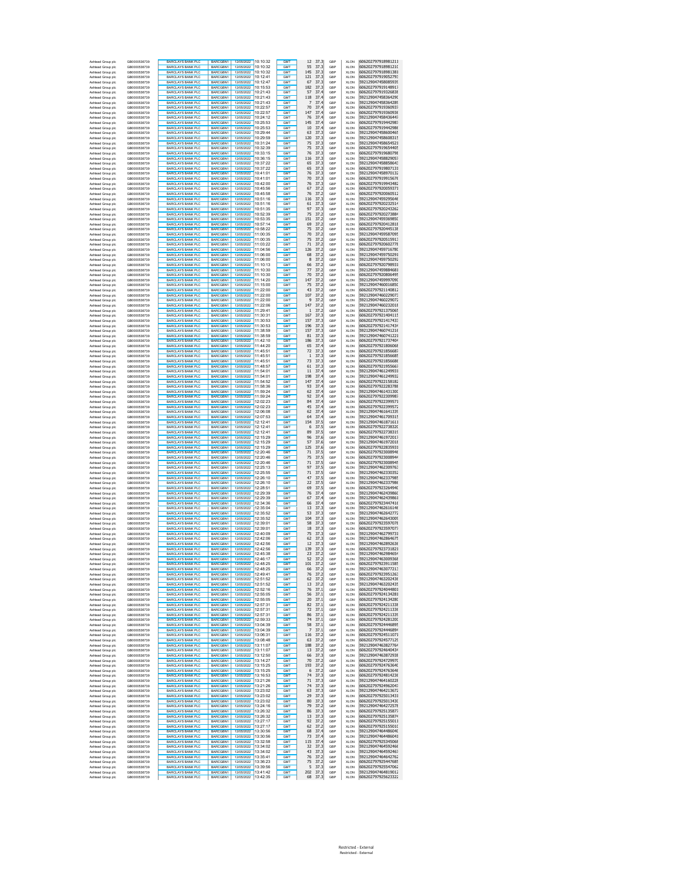| Ashtead Group plc | GB0000536739 | BARCLAYS BANK PLC | BARCGBN1 | 12/05/2022 | 10:10:32 | GMT | 12 | 37.3 | GBP | XLON | 606202797918981211 |
|---|---|---|---|---|---|---|---|---|---|---|---|
| Ashtead Group plc | GB0000536739 | BARCLAYS BANK PLC | BARCGBN1 | 12/05/2022 | 10:10:32 | GMT | 55 | 37.3 | GBP | XLON | 606202797918981210 |
| Ashtead Group plc | GB0000536739 | BARCLAYS BANK PLC | BARCGBN1 | 12/05/2022 | 10:10:32 | GMT | 145 | 37.3 | GBP | XLON | 606202797918981181 |
| Ashtead Group plc | GB0000536739 | BARCLAYS BANK PLC | BARCGBN1 | 12/05/2022 | 10:12:41 | GMT | 121 | 37.3 | GBP | XLON | 606202797919052793 |
| Ashtead Group plc | GB0000536739 | BARCLAYS BANK PLC | BARCGBN1 | 12/05/2022 | 10:12:47 | GMT | 67 | 37.3 | GBP | XLON | 592129047458085939 |
| Ashtead Group plc | GB0000536739 | BARCLAYS BANK PLC | BARCGBN1 | 12/05/2022 | 10:15:53 | GMT | 182 | 37.3 | GBP | XLON | 606202797919148917 |
| Ashtead Group plc | GB0000536739 | BARCLAYS BANK PLC | BARCGBN1 | 12/05/2022 | 10:21:43 | GMT | 57 | 37.4 | GBP | XLON | 606202797919326838 |
| Ashtead Group plc | GB0000536739 | BARCLAYS BANK PLC | BARCGBN1 | 12/05/2022 | 10:21:43 | GMT | 118 | 37.4 | GBP | XLON | 592129047458364290 |
| Ashtead Group plc | GB0000536739 | BARCLAYS BANK PLC | BARCGBN1 | 12/05/2022 | 10:21:43 | GMT | 7 | 37.4 | GBP | XLON | 592129047458364289 |
| Ashtead Group plc | GB0000536739 | BARCLAYS BANK PLC | BARCGBN1 | 12/05/2022 | 10:22:57 | GMT | 70 | 37.4 | GBP | XLON | 606202797919360937 |
| Ashtead Group plc | GB0000536739 | BARCLAYS BANK PLC | BARCGBN1 | 12/05/2022 | 10:22:57 | GMT | 147 | 37.4 | GBP | XLON | 606202797919360936 |
| Ashtead Group plc | GB0000536739 | BARCLAYS BANK PLC | BARCGBN1 | 12/05/2022 | 10:24:12 | GMT | 76 | 37.4 | GBP | XLON | 592129047458436447 |
| Ashtead Group plc | GB0000536739 | BARCLAYS BANK PLC | BARCGBN1 | 12/05/2022 | 10:25:53 | GMT | 145 | 37.4 | GBP | XLON | 606202797919442987 |
| Ashtead Group plc | GB0000536739 | BARCLAYS BANK PLC | BARCGBN1 | 12/05/2022 | 10:25:53 | GMT | 10 | 37.4 | GBP | XLON | 606202797919442986 |
| Ashtead Group plc | GB0000536739 | BARCLAYS BANK PLC | BARCGBN1 | 12/05/2022 | 10:29:44 | GMT | 63 | 37.3 | GBP | XLON | 592129047458600465 |
| Ashtead Group plc | GB0000536739 | BARCLAYS BANK PLC | BARCGBN1 | 12/05/2022 | 10:29:59 | GMT | 120 | 37.3 | GBP | XLON | 592129047458608319 |
| Ashtead Group plc | GB0000536739 | BARCLAYS BANK PLC | BARCGBN1 | 12/05/2022 | 10:31:24 | GMT | 75 | 37.3 | GBP | XLON | 592129047458654521 |
| Ashtead Group plc | GB0000536739 | BARCLAYS BANK PLC | BARCGBN1 | 12/05/2022 | 10:32:39 | GMT | 75 | 37.3 | GBP | XLON | 606202797919654405 |
| Ashtead Group plc | GB0000536739 | BARCLAYS BANK PLC | BARCGBN1 | 12/05/2022 | 10:33:15 | GMT | 76 | 37.3 | GBP | XLON | 606202797919680798 |
| Ashtead Group plc | GB0000536739 | BARCLAYS BANK PLC | BARCGBN1 | 12/05/2022 | 10:36:15 | GMT | 116 | 37.3 | GBP | XLON | 592129047458829057 |
| Ashtead Group plc | GB0000536739 | BARCLAYS BANK PLC | BARCGBN1 | 12/05/2022 | 10:37:22 | GMT | 65 | 37.3 | GBP | XLON | 592129047458858643 |
| Ashtead Group plc | GB0000536739 | BARCLAYS BANK PLC | BARCGBN1 | 12/05/2022 | 10:37:22 | GMT | 65 | 37.3 | GBP | XLON | 606202797919807131 |
| Ashtead Group plc | GB0000536739 | BARCLAYS BANK PLC | BARCGBN1 | 12/05/2022 | 10:41:01 | GMT | 76 | 37.3 | GBP | XLON | 592129047458970132 |
| Ashtead Group plc | GB0000536739 | BARCLAYS BANK PLC | BARCGBN1 | 12/05/2022 | 10:41:01 | GMT | 70 | 37.3 | GBP | XLON | 606202797919915676 |
| Ashtead Group plc | GB0000536739 | BARCLAYS BANK PLC | BARCGBN1 | 12/05/2022 | 10:42:00 | GMT | 76 | 37.3 | GBP | XLON | 606202797919943482 |
| Ashtead Group plc | GB0000536739 | BARCLAYS BANK PLC | BARCGBN1 | 12/05/2022 | 10:45:56 | GMT | 67 | 37.2 | GBP | XLON | 606202797920059371 |
| Ashtead Group plc | GB0000536739 | BARCLAYS BANK PLC | BARCGBN1 | 12/05/2022 | 10:45:58 | GMT | 76 | 37.2 | GBP | XLON | 606202797920060512 |
| Ashtead Group plc | GB0000536739 | BARCLAYS BANK PLC | BARCGBN1 | 12/05/2022 | 10:51:16 | GMT | 116 | 37.3 | GBP | XLON | 592129047459295646 |
| Ashtead Group plc | GB0000536739 | BARCLAYS BANK PLC | BARCGBN1 | 12/05/2022 | 10:51:16 | GMT | 61 | 37.3 | GBP | XLON | 606202797920232514 |
| Ashtead Group plc | GB0000536739 | BARCLAYS BANK PLC | BARCGBN1 | 12/05/2022 | 10:51:35 | GMT | 97 | 37.3 | GBP | XLON | 606202797920243262 |
| Ashtead Group plc | GB0000536739 | BARCLAYS BANK PLC | BARCGBN1 | 12/05/2022 | 10:52:39 | GMT | 75 | 37.2 | GBP | XLON | 606202797920273884 |
| Ashtead Group plc | GB0000536739 | BARCLAYS BANK PLC | BARCGBN1 | 12/05/2022 | 10:53:35 | GMT | 151 | 37.2 | GBP | XLON | 592129047459369850 |
| Ashtead Group plc | GB0000536739 | BARCLAYS BANK PLC | BARCGBN1 | 12/05/2022 | 10:57:14 | GMT | 69 | 37.2 | GBP | XLON | 606202797920412818 |
| Ashtead Group plc | GB0000536739 | BARCLAYS BANK PLC | BARCGBN1 | 12/05/2022 | 10:58:22 | GMT | 75 | 37.2 | GBP | XLON | 606202797920445138 |
| Ashtead Group plc | GB0000536739 | BARCLAYS BANK PLC | BARCGBN1 | 12/05/2022 | 11:00:35 | GMT | 70 | 37.2 | GBP | XLON | 592129047459587095 |
| Ashtead Group plc | GB0000536739 | BARCLAYS BANK PLC | BARCGBN1 | 12/05/2022 | 11:00:35 | GMT | 75 | 37.2 | GBP | XLON | 606202797920515913 |
| Ashtead Group plc | GB0000536739 | BARCLAYS BANK PLC | BARCGBN1 | 12/05/2022 | 11:03:22 | GMT | 71 | 37.2 | GBP | XLON | 606202797920602778 |
| Ashtead Group plc | GB0000536739 | BARCLAYS BANK PLC | BARCGBN1 | 12/05/2022 | 11:04:56 | GMT | 126 | 37.2 | GBP | XLON | 592129047459716780 |
| Ashtead Group plc | GB0000536739 | BARCLAYS BANK PLC | BARCGBN1 | 12/05/2022 | 11:06:00 | GMT | 68 | 37.2 | GBP | XLON | 592129047459750291 |
| Ashtead Group plc | GB0000536739 | BARCLAYS BANK PLC | BARCGBN1 | 12/05/2022 | 11:06:00 | GMT | 8 | 37.2 | GBP | XLON | 592129047459750292 |
| Ashtead Group plc | GB0000536739 | BARCLAYS BANK PLC | BARCGBN1 | 12/05/2022 | 11:10:13 | GMT | 66 | 37.2 | GBP | XLON | 606202797920798931 |
| Ashtead Group plc | GB0000536739 | BARCLAYS BANK PLC | BARCGBN1 | 12/05/2022 | 11:10:30 | GMT | 77 | 37.2 | GBP | XLON | 592129047459884681 |
| Ashtead Group plc | GB0000536739 | BARCLAYS BANK PLC | BARCGBN1 | 12/05/2022 | 11:10:30 | GMT | 70 | 37.2 | GBP | XLON | 606202797920806495 |
| Ashtead Group plc | GB0000536739 | BARCLAYS BANK PLC | BARCGBN1 | 12/05/2022 | 11:14:20 | GMT | 147 | 37.2 | GBP | XLON | 592129047459999790 |
| Ashtead Group plc | GB0000536739 | BARCLAYS BANK PLC | BARCGBN1 | 12/05/2022 | 11:15:00 | GMT | 75 | 37.2 | GBP | XLON | 592129047460016850 |
| Ashtead Group plc | GB0000536739 | BARCLAYS BANK PLC | BARCGBN1 | 12/05/2022 | 11:22:00 | GMT | 43 | 37.2 | GBP | XLON | 606202797921140812 |
| Ashtead Group plc | GB0000536739 | BARCLAYS BANK PLC | BARCGBN1 | 12/05/2022 | 11:22:00 | GMT | 107 | 37.2 | GBP | XLON | 592129047460229073 |
| Ashtead Group plc | GB0000536739 | BARCLAYS BANK PLC | BARCGBN1 | 12/05/2022 | 11:22:00 | GMT | 9 | 37.2 | GBP | XLON | 592129047460229072 |
| Ashtead Group plc | GB0000536739 | BARCLAYS BANK PLC | BARCGBN1 | 12/05/2022 | 11:22:06 | GMT | 147 | 37.2 | GBP | XLON | 592129047460232018 |
| Ashtead Group plc | GB0000536739 | BARCLAYS BANK PLC | BARCGBN1 | 12/05/2022 | 11:29:41 | GMT | 1 | 37.2 | GBP | XLON | 606202797921375065 |
| Ashtead Group plc | GB0000536739 | BARCLAYS BANK PLC | BARCGBN1 | 12/05/2022 | 11:30:31 | GMT | 167 | 37.3 | GBP | XLON | 606202797921404115 |
| Ashtead Group plc | GB0000536739 | BARCLAYS BANK PLC | BARCGBN1 | 12/05/2022 | 11:30:53 | GMT | 157 | 37.3 | GBP | XLON | 606202797921417433 |
| Ashtead Group plc | GB0000536739 | BARCLAYS BANK PLC | BARCGBN1 | 12/05/2022 | 11:30:53 | GMT | 196 | 37.3 | GBP | XLON | 606202797921417434 |
| Ashtead Group plc | GB0000536739 | BARCLAYS BANK PLC | BARCGBN1 | 12/05/2022 | 11:38:59 | GMT | 157 | 37.3 | GBP | XLON | 592129047460741216 |
| Ashtead Group plc | GB0000536739 | BARCLAYS BANK PLC | BARCGBN1 | 12/05/2022 | 11:38:59 | GMT | 81 | 37.3 | GBP | XLON | 592129047460741221 |
| Ashtead Group plc | GB0000536739 | BARCLAYS BANK PLC | BARCGBN1 | 12/05/2022 | 11:42:10 | GMT | 186 | 37.3 | GBP | XLON | 606202797921737404 |
| Ashtead Group plc | GB0000536739 | BARCLAYS BANK PLC | BARCGBN1 | 12/05/2022 | 11:44:20 | GMT | 65 | 37.4 | GBP | XLON | 606202797921806068 |
| Ashtead Group plc | GB0000536739 | BARCLAYS BANK PLC | BARCGBN1 | 12/05/2022 | 11:45:51 | GMT | 72 | 37.3 | GBP | XLON | 606202797921856687 |
| Ashtead Group plc | GB0000536739 | BARCLAYS BANK PLC | BARCGBN1 | 12/05/2022 | 11:45:51 | GMT | 1 | 37.3 | GBP | XLON | 606202797921856685 |
| Ashtead Group plc | GB0000536739 | BARCLAYS BANK PLC | BARCGBN1 | 12/05/2022 | 11:45:51 | GMT | 73 | 37.3 | GBP | XLON | 606202797921856686 |
| Ashtead Group plc | GB0000536739 | BARCLAYS BANK PLC | BARCGBN1 | 12/05/2022 | 11:48:57 | GMT | 61 | 37.3 | GBP | XLON | 606202797921955667 |
| Ashtead Group plc | GB0000536739 | BARCLAYS BANK PLC | BARCGBN1 | 12/05/2022 | 11:54:01 | GMT | 11 | 37.4 | GBP | XLON | 592129047461249931 |
| Ashtead Group plc | GB0000536739 | BARCLAYS BANK PLC | BARCGBN1 | 12/05/2022 | 11:54:01 | GMT | 198 | 37.4 | GBP | XLON | 592129047461249932 |
| Ashtead Group plc | GB0000536739 | BARCLAYS BANK PLC | BARCGBN1 | 12/05/2022 | 11:54:52 | GMT | 147 | 37.4 | GBP | XLON | 606202797922158182 |
| Ashtead Group plc | GB0000536739 | BARCLAYS BANK PLC | BARCGBN1 | 12/05/2022 | 11:58:36 | GMT | 93 | 37.4 | GBP | XLON | 606202797922283788 |
| Ashtead Group plc | GB0000536739 | BARCLAYS BANK PLC | BARCGBN1 | 12/05/2022 | 11:59:24 | GMT | 62 | 37.4 | GBP | XLON | 592129047461431300 |
| Ashtead Group plc | GB0000536739 | BARCLAYS BANK PLC | BARCGBN1 | 12/05/2022 | 11:59:24 | GMT | 92 | 37.4 | GBP | XLON | 606202797922309987 |
| Ashtead Group plc | GB0000536739 | BARCLAYS BANK PLC | BARCGBN1 | 12/05/2022 | 12:02:23 | GMT | 84 | 37.4 | GBP | XLON | 606202797922399571 |
| Ashtead Group plc | GB0000536739 | BARCLAYS BANK PLC | BARCGBN1 | 12/05/2022 | 12:02:23 | GMT | 45 | 37.4 | GBP | XLON | 606202797922399572 |
| Ashtead Group plc | GB0000536739 | BARCLAYS BANK PLC | BARCGBN1 | 12/05/2022 | 12:06:08 | GMT | 62 | 37.4 | GBP | XLON | 592129047461641339 |
| Ashtead Group plc | GB0000536739 | BARCLAYS BANK PLC | BARCGBN1 | 12/05/2022 | 12:07:53 | GMT | 64 | 37.4 | GBP | XLON | 592129047461709315 |
| Ashtead Group plc | GB0000536739 | BARCLAYS BANK PLC | BARCGBN1 | 12/05/2022 | 12:12:41 | GMT | 154 | 37.5 | GBP | XLON | 592129047461871611 |
| Ashtead Group plc | GB0000536739 | BARCLAYS BANK PLC | BARCGBN1 | 12/05/2022 | 12:12:41 | GMT | 6 | 37.5 | GBP | XLON | 606202797922738320 |
| Ashtead Group plc | GB0000536739 | BARCLAYS BANK PLC | BARCGBN1 | 12/05/2022 | 12:12:41 | GMT | 89 | 37.5 | GBP | XLON | 606202797922738319 |
| Ashtead Group plc | GB0000536739 | BARCLAYS BANK PLC | BARCGBN1 | 12/05/2022 | 12:15:29 | GMT | 96 | 37.6 | GBP | XLON | 592129047461972017 |
| Ashtead Group plc | GB0000536739 | BARCLAYS BANK PLC | BARCGBN1 | 12/05/2022 | 12:15:29 | GMT | 57 | 37.6 | GBP | XLON | 592129047461972018 |
| Ashtead Group plc | GB0000536739 | BARCLAYS BANK PLC | BARCGBN1 | 12/05/2022 | 12:15:29 | GMT | 125 | 37.6 | GBP | XLON | 606202797922835931 |
| Ashtead Group plc | GB0000536739 | BARCLAYS BANK PLC | BARCGBN1 | 12/05/2022 | 12:20:46 | GMT | 71 | 37.5 | GBP | XLON | 606202797923008946 |
| Ashtead Group plc | GB0000536739 | BARCLAYS BANK PLC | BARCGBN1 | 12/05/2022 | 12:20:46 | GMT | 75 | 37.5 | GBP | XLON | 606202797923008944 |
| Ashtead Group plc | GB0000536739 | BARCLAYS BANK PLC | BARCGBN1 | 12/05/2022 | 12:20:46 | GMT | 71 | 37.5 | GBP | XLON | 606202797923008945 |
| Ashtead Group plc | GB0000536739 | BARCLAYS BANK PLC | BARCGBN1 | 12/05/2022 | 12:25:13 | GMT | 97 | 37.5 | GBP | XLON | 592129047462309763 |
| Ashtead Group plc | GB0000536739 | BARCLAYS BANK PLC | BARCGBN1 | 12/05/2022 | 12:25:55 | GMT | 71 | 37.5 | GBP | XLON | 592129047462330352 |
| Ashtead Group plc | GB0000536739 | BARCLAYS BANK PLC | BARCGBN1 | 12/05/2022 | 12:26:10 | GMT | 47 | 37.5 | GBP | XLON | 592129047462337985 |
| Ashtead Group plc | GB0000536739 | BARCLAYS BANK PLC | BARCGBN1 | 12/05/2022 | 12:26:10 | GMT | 22 | 37.5 | GBP | XLON | 592129047462337986 |
| Ashtead Group plc | GB0000536739 | BARCLAYS BANK PLC | BARCGBN1 | 12/05/2022 | 12:28:51 | GMT | 69 | 37.5 | GBP | XLON | 606202797923264940 |
| Ashtead Group plc | GB0000536739 | BARCLAYS BANK PLC | BARCGBN1 | 12/05/2022 | 12:29:39 | GMT | 76 | 37.4 | GBP | XLON | 592129047462439860 |
| Ashtead Group plc | GB0000536739 | BARCLAYS BANK PLC | BARCGBN1 | 12/05/2022 | 12:29:39 | GMT | 67 | 37.4 | GBP | XLON | 592129047462439861 |
| Ashtead Group plc | GB0000536739 | BARCLAYS BANK PLC | BARCGBN1 | 12/05/2022 | 12:34:36 | GMT | 66 | 37.4 | GBP | XLON | 606202797923447416 |
| Ashtead Group plc | GB0000536739 | BARCLAYS BANK PLC | BARCGBN1 | 12/05/2022 | 12:35:04 | GMT | 13 | 37.3 | GBP | XLON | 592129047462616146 |
| Ashtead Group plc | GB0000536739 | BARCLAYS BANK PLC | BARCGBN1 | 12/05/2022 | 12:35:52 | GMT | 53 | 37.3 | GBP | XLON | 592129047462642772 |
| Ashtead Group plc | GB0000536739 | BARCLAYS BANK PLC | BARCGBN1 | 12/05/2022 | 12:35:52 | GMT | 104 | 37.3 | GBP | XLON | 592129047462643009 |
| Ashtead Group plc | GB0000536739 | BARCLAYS BANK PLC | BARCGBN1 | 12/05/2022 | 12:39:01 | GMT | 58 | 37.3 | GBP | XLON | 606202797923597078 |
| Ashtead Group plc | GB0000536739 | BARCLAYS BANK PLC | BARCGBN1 | 12/05/2022 | 12:39:01 | GMT | 18 | 37.3 | GBP | XLON | 606202797923597077 |
| Ashtead Group plc | GB0000536739 | BARCLAYS BANK PLC | BARCGBN1 | 12/05/2022 | 12:40:09 | GMT | 75 | 37.3 | GBP | XLON | 592129047462799731 |
| Ashtead Group plc | GB0000536739 | BARCLAYS BANK PLC | BARCGBN1 | 12/05/2022 | 12:42:06 | GMT | 62 | 37.3 | GBP | XLON | 592129047462864675 |
| Ashtead Group plc | GB0000536739 | BARCLAYS BANK PLC | BARCGBN1 | 12/05/2022 | 12:42:56 | GMT | 12 | 37.3 | GBP | XLON | 592129047462892636 |
| Ashtead Group plc | GB0000536739 | BARCLAYS BANK PLC | BARCGBN1 | 12/05/2022 | 12:42:56 | GMT | 139 | 37.3 | GBP | XLON | 606202797923731821 |
| Ashtead Group plc | GB0000536739 | BARCLAYS BANK PLC | BARCGBN1 | 12/05/2022 | 12:45:38 | GMT | 23 | 37.2 | GBP | XLON | 592129047462984654 |
| Ashtead Group plc | GB0000536739 | BARCLAYS BANK PLC | BARCGBN1 | 12/05/2022 | 12:46:17 | GMT | 52 | 37.2 | GBP | XLON | 592129047463009368 |
| Ashtead Group plc | GB0000536739 | BARCLAYS BANK PLC | BARCGBN1 | 12/05/2022 | 12:48:25 | GMT | 101 | 37.2 | GBP | XLON | 606202797923911585 |
| Ashtead Group plc | GB0000536739 | BARCLAYS BANK PLC | BARCGBN1 | 12/05/2022 | 12:48:25 | GMT | 66 | 37.2 | GBP | XLON | 592129047463077213 |
| Ashtead Group plc | GB0000536739 | BARCLAYS BANK PLC | BARCGBN1 | 12/05/2022 | 12:49:41 | GMT | 76 | 37.2 | GBP | XLON | 606202797923951263 |
| Ashtead Group plc | GB0000536739 | BARCLAYS BANK PLC | BARCGBN1 | 12/05/2022 | 12:51:52 | GMT | 62 | 37.2 | GBP | XLON | 592129047463202436 |
| Ashtead Group plc | GB0000536739 | BARCLAYS BANK PLC | BARCGBN1 | 12/05/2022 | 12:51:52 | GMT | 13 | 37.2 | GBP | XLON | 592129047463202435 |
| Ashtead Group plc | GB0000536739 | BARCLAYS BANK PLC | BARCGBN1 | 12/05/2022 | 12:52:16 | GMT | 76 | 37.1 | GBP | XLON | 606202797924044801 |
| Ashtead Group plc | GB0000536739 | BARCLAYS BANK PLC | BARCGBN1 | 12/05/2022 | 12:55:05 | GMT | 56 | 37.1 | GBP | XLON | 606202797924134281 |
| Ashtead Group plc | GB0000536739 | BARCLAYS BANK PLC | BARCGBN1 | 12/05/2022 | 12:55:05 | GMT | 20 | 37.1 | GBP | XLON | 606202797924134280 |
| Ashtead Group plc | GB0000536739 | BARCLAYS BANK PLC | BARCGBN1 | 12/05/2022 | 12:57:31 | GMT | 82 | 37.1 | GBP | XLON | 606202797924211338 |
| Ashtead Group plc | GB0000536739 | BARCLAYS BANK PLC | BARCGBN1 | 12/05/2022 | 12:57:31 | GMT | 72 | 37.1 | GBP | XLON | 606202797924211336 |
| Ashtead Group plc | GB0000536739 | BARCLAYS BANK PLC | BARCGBN1 | 12/05/2022 | 12:57:31 | GMT | 86 | 37.1 | GBP | XLON | 606202797924211339 |
| Ashtead Group plc | GB0000536739 | BARCLAYS BANK PLC | BARCGBN1 | 12/05/2022 | 12:59:33 | GMT | 74 | 37.1 | GBP | XLON | 606202797924281200 |
| Ashtead Group plc | GB0000536739 | BARCLAYS BANK PLC | BARCGBN1 | 12/05/2022 | 13:04:39 | GMT | 58 | 37.1 | GBP | XLON | 606202797924446895 |
| Ashtead Group plc | GB0000536739 | BARCLAYS BANK PLC | BARCGBN1 | 12/05/2022 | 13:04:39 | GMT | 7 | 37.1 | GBP | XLON | 606202797924446894 |
| Ashtead Group plc | GB0000536739 | BARCLAYS BANK PLC | BARCGBN1 | 12/05/2022 | 13:06:31 | GMT | 116 | 37.2 | GBP | XLON | 606202797924511071 |
| Ashtead Group plc | GB0000536739 | BARCLAYS BANK PLC | BARCGBN1 | 12/05/2022 | 13:08:48 | GMT | 63 | 37.2 | GBP | XLON | 606202797924577129 |
| Ashtead Group plc | GB0000536739 | BARCLAYS BANK PLC | BARCGBN1 | 12/05/2022 | 13:11:07 | GMT | 188 | 37.2 | GBP | XLON | 592129047463827764 |
| Ashtead Group plc | GB0000536739 | BARCLAYS BANK PLC | BARCGBN1 | 12/05/2022 | 13:11:07 | GMT | 13 | 37.2 | GBP | XLON | 606202797924640434 |
| Ashtead Group plc | GB0000536739 | BARCLAYS BANK PLC | BARCGBN1 | 12/05/2022 | 13:12:50 | GMT | 66 | 37.3 | GBP | XLON | 592129047463872938 |
| Ashtead Group plc | GB0000536739 | BARCLAYS BANK PLC | BARCGBN1 | 12/05/2022 | 13:14:27 | GMT | 70 | 37.2 | GBP | XLON | 606202797924729970 |
| Ashtead Group plc | GB0000536739 | BARCLAYS BANK PLC | BARCGBN1 | 12/05/2022 | 13:15:25 | GMT | 193 | 37.2 | GBP | XLON | 606202797924763640 |
| Ashtead Group plc | GB0000536739 | BARCLAYS BANK PLC | BARCGBN1 | 12/05/2022 | 13:15:25 | GMT | 6 | 37.2 | GBP | XLON | 606202797924763646 |
| Ashtead Group plc | GB0000536739 | BARCLAYS BANK PLC | BARCGBN1 | 12/05/2022 | 13:16:53 | GMT | 74 | 37.3 | GBP | XLON | 606202797924814238 |
| Ashtead Group plc | GB0000536739 | BARCLAYS BANK PLC | BARCGBN1 | 12/05/2022 | 13:21:26 | GMT | 71 | 37.3 | GBP | XLON | 592129047464160228 |
| Ashtead Group plc | GB0000536739 | BARCLAYS BANK PLC | BARCGBN1 | 12/05/2022 | 13:21:26 | GMT | 74 | 37.3 | GBP | XLON | 606202797924962047 |
| Ashtead Group plc | GB0000536739 | BARCLAYS BANK PLC | BARCGBN1 | 12/05/2022 | 13:23:02 | GMT | 63 | 37.3 | GBP | XLON | 592129047464213672 |
| Ashtead Group plc | GB0000536739 | BARCLAYS BANK PLC | BARCGBN1 | 12/05/2022 | 13:23:02 | GMT | 29 | 37.3 | GBP | XLON | 606202797925013431 |
| Ashtead Group plc | GB0000536739 | BARCLAYS BANK PLC | BARCGBN1 | 12/05/2022 | 13:23:02 | GMT | 80 | 37.3 | GBP | XLON | 606202797925013430 |
| Ashtead Group plc | GB0000536739 | BARCLAYS BANK PLC | BARCGBN1 | 12/05/2022 | 13:24:16 | GMT | 79 | 37.2 | GBP | XLON | 592129047464272578 |
| Ashtead Group plc | GB0000536739 | BARCLAYS BANK PLC | BARCGBN1 | 12/05/2022 | 13:26:32 | GMT | 86 | 37.3 | GBP | XLON | 606202797925135877 |
| Ashtead Group plc | GB0000536739 | BARCLAYS BANK PLC | BARCGBN1 | 12/05/2022 | 13:26:32 | GMT | 13 | 37.3 | GBP | XLON | 606202797925135874 |
| Ashtead Group plc | GB0000536739 | BARCLAYS BANK PLC | BARCGBN1 | 12/05/2022 | 13:27:17 | GMT | 92 | 37.3 | GBP | XLON | 606202797925155011 |
| Ashtead Group plc | GB0000536739 | BARCLAYS BANK PLC | BARCGBN1 | 12/05/2022 | 13:27:17 | GMT | 62 | 37.2 | GBP | XLON | 606202797925155010 |
| Ashtead Group plc | GB0000536739 | BARCLAYS BANK PLC | BARCGBN1 | 12/05/2022 | 13:30:56 | GMT | 68 | 37.4 | GBP | XLON | 592129047464486040 |
| Ashtead Group plc | GB0000536739 | BARCLAYS BANK PLC | BARCGBN1 | 12/05/2022 | 13:30:56 | GMT | 73 | 37.4 | GBP | XLON | 592129047464486041 |
| Ashtead Group plc | GB0000536739 | BARCLAYS BANK PLC | BARCGBN1 | 12/05/2022 | 13:32:58 | GMT | 115 | 37.4 | GBP | XLON | 606202797925345068 |
| Ashtead Group plc | GB0000536739 | BARCLAYS BANK PLC | BARCGBN1 | 12/05/2022 | 13:34:02 | GMT | 32 | 37.3 | GBP | XLON | 592129047464592466 |
| Ashtead Group plc | GB0000536739 | BARCLAYS BANK PLC | BARCGBN1 | 12/05/2022 | 13:34:02 | GMT | 43 | 37.3 | GBP | XLON | 592129047464592467 |
| Ashtead Group plc | GB0000536739 | BARCLAYS BANK PLC | BARCGBN1 | 12/05/2022 | 13:35:41 | GMT | 76 | 37.2 | GBP | XLON | 592129047464642762 |
| Ashtead Group plc | GB0000536739 | BARCLAYS BANK PLC | BARCGBN1 | 12/05/2022 | 13:36:23 | GMT | 75 | 37.2 | GBP | XLON | 606202797925447685 |
| Ashtead Group plc | GB0000536739 | BARCLAYS BANK PLC | BARCGBN1 | 12/05/2022 | 13:39:56 | GMT | 5 | 37.3 | GBP | XLON | 606202797925547062 |
| Ashtead Group plc | GB0000536739 | BARCLAYS BANK PLC | BARCGBN1 | 12/05/2022 | 13:41:42 | GMT | 202 | 37.3 | GBP | XLON | 592129047464819012 |
| Ashtead Group plc | GB0000536739 | BARCLAYS BANK PLC | BARCGBN1 | 12/05/2022 | 13:42:35 | GMT | 68 | 37.3 | GBP | XLON | 606202797925623322 |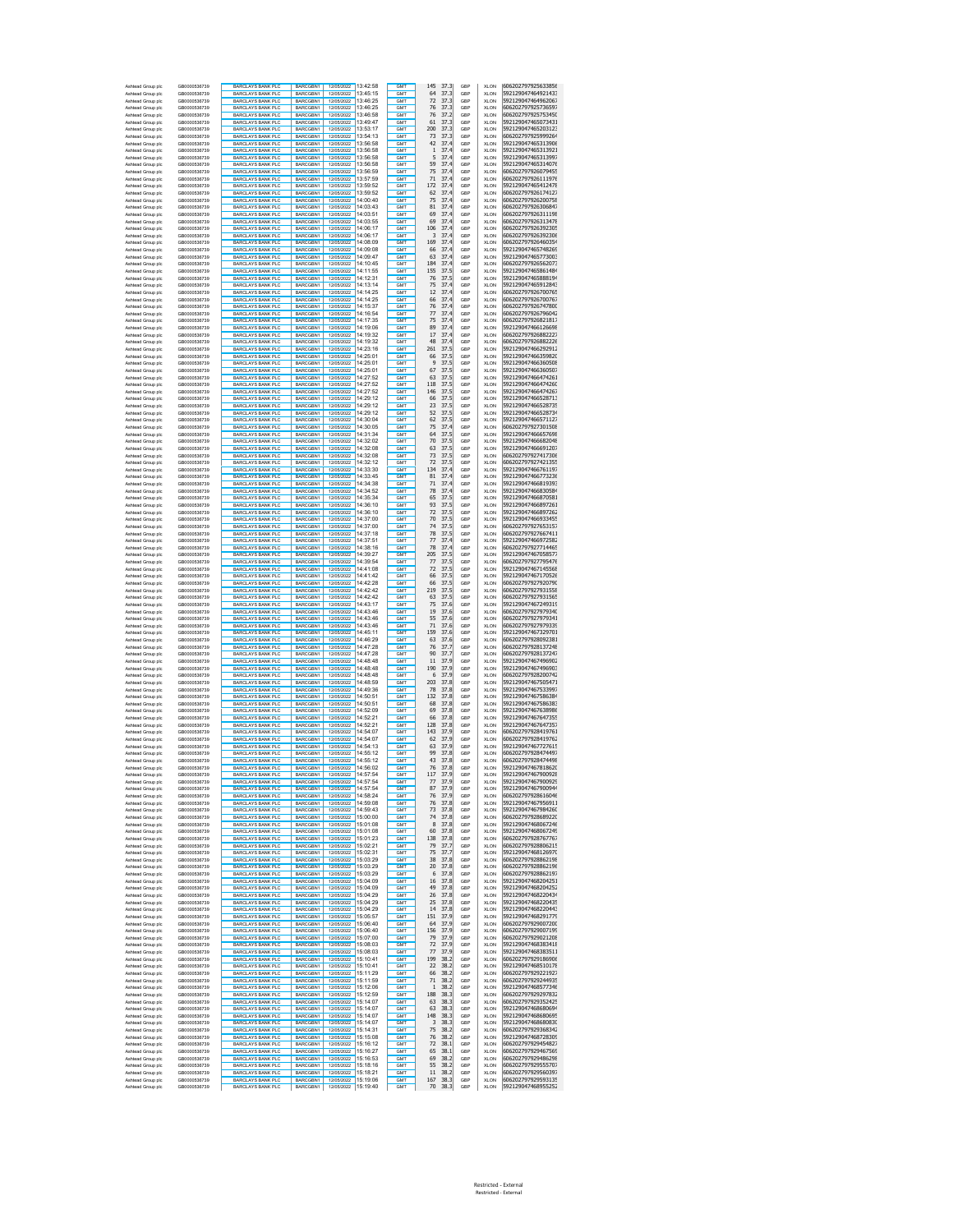| | | | | | | | | | | | |
|---|---|---|---|---|---|---|---|---|---|---|---|
| Ashtead Group plc | GB0000536739 | BARCLAYS BANK PLC | BARCGBN1 | 12/05/2022 | 13:42:58 | GMT | 145 | 37.3 | GBP | XLON | 606202797925633856 |
| Ashtead Group plc | GB0000536739 | BARCLAYS BANK PLC | BARCGBN1 | 12/05/2022 | 13:45:15 | GMT | 64 | 37.3 | GBP | XLON | 592129047464921433 |
| Ashtead Group plc | GB0000536739 | BARCLAYS BANK PLC | BARCGBN1 | 12/05/2022 | 13:46:25 | GMT | 72 | 37.3 | GBP | XLON | 592129047464962067 |
| Ashtead Group plc | GB0000536739 | BARCLAYS BANK PLC | BARCGBN1 | 12/05/2022 | 13:46:25 | GMT | 76 | 37.3 | GBP | XLON | 606202797925736597 |
| Ashtead Group plc | GB0000536739 | BARCLAYS BANK PLC | BARCGBN1 | 12/05/2022 | 13:46:58 | GMT | 76 | 37.2 | GBP | XLON | 606202797925753450 |
| Ashtead Group plc | GB0000536739 | BARCLAYS BANK PLC | BARCGBN1 | 12/05/2022 | 13:49:47 | GMT | 61 | 37.3 | GBP | XLON | 592129047465073431 |
| Ashtead Group plc | GB0000536739 | BARCLAYS BANK PLC | BARCGBN1 | 12/05/2022 | 13:53:17 | GMT | 200 | 37.3 | GBP | XLON | 592129047465203123 |
| Ashtead Group plc | GB0000536739 | BARCLAYS BANK PLC | BARCGBN1 | 12/05/2022 | 13:54:13 | GMT | 73 | 37.3 | GBP | XLON | 606202797925999264 |
| Ashtead Group plc | GB0000536739 | BARCLAYS BANK PLC | BARCGBN1 | 12/05/2022 | 13:56:58 | GMT | 42 | 37.4 | GBP | XLON | 592129047465313906 |
| Ashtead Group plc | GB0000536739 | BARCLAYS BANK PLC | BARCGBN1 | 12/05/2022 | 13:56:58 | GMT | 1 | 37.4 | GBP | XLON | 592129047465313921 |
| Ashtead Group plc | GB0000536739 | BARCLAYS BANK PLC | BARCGBN1 | 12/05/2022 | 13:56:58 | GMT | 5 | 37.4 | GBP | XLON | 592129047465313997 |
| Ashtead Group plc | GB0000536739 | BARCLAYS BANK PLC | BARCGBN1 | 12/05/2022 | 13:56:58 | GMT | 59 | 37.4 | GBP | XLON | 592129047465314076 |
| Ashtead Group plc | GB0000536739 | BARCLAYS BANK PLC | BARCGBN1 | 12/05/2022 | 13:56:59 | GMT | 75 | 37.4 | GBP | XLON | 606202797926079455 |
| Ashtead Group plc | GB0000536739 | BARCLAYS BANK PLC | BARCGBN1 | 12/05/2022 | 13:57:59 | GMT | 71 | 37.4 | GBP | XLON | 606202797926111976 |
| Ashtead Group plc | GB0000536739 | BARCLAYS BANK PLC | BARCGBN1 | 12/05/2022 | 13:59:52 | GMT | 172 | 37.4 | GBP | XLON | 592129047465412478 |
| Ashtead Group plc | GB0000536739 | BARCLAYS BANK PLC | BARCGBN1 | 12/05/2022 | 13:59:52 | GMT | 62 | 37.4 | GBP | XLON | 606202797926174127 |
| Ashtead Group plc | GB0000536739 | BARCLAYS BANK PLC | BARCGBN1 | 12/05/2022 | 14:00:40 | GMT | 75 | 37.4 | GBP | XLON | 606202797926200758 |
| Ashtead Group plc | GB0000536739 | BARCLAYS BANK PLC | BARCGBN1 | 12/05/2022 | 14:03:43 | GMT | 81 | 37.4 | GBP | XLON | 606202797926306847 |
| Ashtead Group plc | GB0000536739 | BARCLAYS BANK PLC | BARCGBN1 | 12/05/2022 | 14:03:51 | GMT | 69 | 37.4 | GBP | XLON | 606202797926311198 |
| Ashtead Group plc | GB0000536739 | BARCLAYS BANK PLC | BARCGBN1 | 12/05/2022 | 14:03:55 | GMT | 69 | 37.4 | GBP | XLON | 606202797926313478 |
| Ashtead Group plc | GB0000536739 | BARCLAYS BANK PLC | BARCGBN1 | 12/05/2022 | 14:06:17 | GMT | 106 | 37.4 | GBP | XLON | 606202797926392305 |
| Ashtead Group plc | GB0000536739 | BARCLAYS BANK PLC | BARCGBN1 | 12/05/2022 | 14:06:17 | GMT | 3 | 37.4 | GBP | XLON | 606202797926392306 |
| Ashtead Group plc | GB0000536739 | BARCLAYS BANK PLC | BARCGBN1 | 12/05/2022 | 14:08:09 | GMT | 169 | 37.4 | GBP | XLON | 606202797926460354 |
| Ashtead Group plc | GB0000536739 | BARCLAYS BANK PLC | BARCGBN1 | 12/05/2022 | 14:09:08 | GMT | 66 | 37.4 | GBP | XLON | 592129047465748269 |
| Ashtead Group plc | GB0000536739 | BARCLAYS BANK PLC | BARCGBN1 | 12/05/2022 | 14:09:47 | GMT | 63 | 37.4 | GBP | XLON | 592129047465773003 |
| Ashtead Group plc | GB0000536739 | BARCLAYS BANK PLC | BARCGBN1 | 12/05/2022 | 14:10:45 | GMT | 184 | 37.4 | GBP | XLON | 606202797926562073 |
| Ashtead Group plc | GB0000536739 | BARCLAYS BANK PLC | BARCGBN1 | 12/05/2022 | 14:11:55 | GMT | 155 | 37.5 | GBP | XLON | 592129047465861484 |
| Ashtead Group plc | GB0000536739 | BARCLAYS BANK PLC | BARCGBN1 | 12/05/2022 | 14:12:31 | GMT | 76 | 37.5 | GBP | XLON | 592129047465888194 |
| Ashtead Group plc | GB0000536739 | BARCLAYS BANK PLC | BARCGBN1 | 12/05/2022 | 14:13:14 | GMT | 75 | 37.4 | GBP | XLON | 592129047465912843 |
| Ashtead Group plc | GB0000536739 | BARCLAYS BANK PLC | BARCGBN1 | 12/05/2022 | 14:14:25 | GMT | 12 | 37.4 | GBP | XLON | 606202797926700765 |
| Ashtead Group plc | GB0000536739 | BARCLAYS BANK PLC | BARCGBN1 | 12/05/2022 | 14:14:25 | GMT | 66 | 37.4 | GBP | XLON | 606202797926700767 |
| Ashtead Group plc | GB0000536739 | BARCLAYS BANK PLC | BARCGBN1 | 12/05/2022 | 14:15:37 | GMT | 76 | 37.4 | GBP | XLON | 606202797926747800 |
| Ashtead Group plc | GB0000536739 | BARCLAYS BANK PLC | BARCGBN1 | 12/05/2022 | 14:16:54 | GMT | 77 | 37.4 | GBP | XLON | 606202797926796042 |
| Ashtead Group plc | GB0000536739 | BARCLAYS BANK PLC | BARCGBN1 | 12/05/2022 | 14:17:35 | GMT | 75 | 37.4 | GBP | XLON | 606202797926821817 |
| Ashtead Group plc | GB0000536739 | BARCLAYS BANK PLC | BARCGBN1 | 12/05/2022 | 14:19:06 | GMT | 89 | 37.4 | GBP | XLON | 592129047466126698 |
| Ashtead Group plc | GB0000536739 | BARCLAYS BANK PLC | BARCGBN1 | 12/05/2022 | 14:19:32 | GMT | 17 | 37.4 | GBP | XLON | 606202797926882227 |
| Ashtead Group plc | GB0000536739 | BARCLAYS BANK PLC | BARCGBN1 | 12/05/2022 | 14:19:32 | GMT | 48 | 37.4 | GBP | XLON | 606202797926882226 |
| Ashtead Group plc | GB0000536739 | BARCLAYS BANK PLC | BARCGBN1 | 12/05/2022 | 14:23:16 | GMT | 261 | 37.5 | GBP | XLON | 592129047466292912 |
| Ashtead Group plc | GB0000536739 | BARCLAYS BANK PLC | BARCGBN1 | 12/05/2022 | 14:25:01 | GMT | 66 | 37.5 | GBP | XLON | 592129047466359820 |
| Ashtead Group plc | GB0000536739 | BARCLAYS BANK PLC | BARCGBN1 | 12/05/2022 | 14:25:01 | GMT | 9 | 37.5 | GBP | XLON | 592129047466360508 |
| Ashtead Group plc | GB0000536739 | BARCLAYS BANK PLC | BARCGBN1 | 12/05/2022 | 14:25:01 | GMT | 67 | 37.5 | GBP | XLON | 592129047466360507 |
| Ashtead Group plc | GB0000536739 | BARCLAYS BANK PLC | BARCGBN1 | 12/05/2022 | 14:27:52 | GMT | 63 | 37.5 | GBP | XLON | 592129047466474261 |
| Ashtead Group plc | GB0000536739 | BARCLAYS BANK PLC | BARCGBN1 | 12/05/2022 | 14:27:52 | GMT | 118 | 37.5 | GBP | XLON | 592129047466474260 |
| Ashtead Group plc | GB0000536739 | BARCLAYS BANK PLC | BARCGBN1 | 12/05/2022 | 14:27:52 | GMT | 146 | 37.5 | GBP | XLON | 592129047466474267 |
| Ashtead Group plc | GB0000536739 | BARCLAYS BANK PLC | BARCGBN1 | 12/05/2022 | 14:29:12 | GMT | 66 | 37.5 | GBP | XLON | 592129047466528713 |
| Ashtead Group plc | GB0000536739 | BARCLAYS BANK PLC | BARCGBN1 | 12/05/2022 | 14:29:12 | GMT | 23 | 37.5 | GBP | XLON | 592129047466528735 |
| Ashtead Group plc | GB0000536739 | BARCLAYS BANK PLC | BARCGBN1 | 12/05/2022 | 14:29:12 | GMT | 52 | 37.5 | GBP | XLON | 592129047466528734 |
| Ashtead Group plc | GB0000536739 | BARCLAYS BANK PLC | BARCGBN1 | 12/05/2022 | 14:30:04 | GMT | 62 | 37.5 | GBP | XLON | 592129047466571127 |
| Ashtead Group plc | GB0000536739 | BARCLAYS BANK PLC | BARCGBN1 | 12/05/2022 | 14:30:05 | GMT | 75 | 37.4 | GBP | XLON | 606202797927301508 |
| Ashtead Group plc | GB0000536739 | BARCLAYS BANK PLC | BARCGBN1 | 12/05/2022 | 14:31:34 | GMT | 64 | 37.5 | GBP | XLON | 592129047466657698 |
| Ashtead Group plc | GB0000536739 | BARCLAYS BANK PLC | BARCGBN1 | 12/05/2022 | 14:32:02 | GMT | 70 | 37.5 | GBP | XLON | 592129047466682048 |
| Ashtead Group plc | GB0000536739 | BARCLAYS BANK PLC | BARCGBN1 | 12/05/2022 | 14:32:08 | GMT | 63 | 37.5 | GBP | XLON | 592129047466691207 |
| Ashtead Group plc | GB0000536739 | BARCLAYS BANK PLC | BARCGBN1 | 12/05/2022 | 14:32:08 | GMT | 73 | 37.5 | GBP | XLON | 606202797927417306 |
| Ashtead Group plc | GB0000536739 | BARCLAYS BANK PLC | BARCGBN1 | 12/05/2022 | 14:32:12 | GMT | 72 | 37.5 | GBP | XLON | 606202797927421355 |
| Ashtead Group plc | GB0000536739 | BARCLAYS BANK PLC | BARCGBN1 | 12/05/2022 | 14:33:30 | GMT | 134 | 37.4 | GBP | XLON | 592129047466761197 |
| Ashtead Group plc | GB0000536739 | BARCLAYS BANK PLC | BARCGBN1 | 12/05/2022 | 14:33:45 | GMT | 81 | 37.4 | GBP | XLON | 592129047466773236 |
| Ashtead Group plc | GB0000536739 | BARCLAYS BANK PLC | BARCGBN1 | 12/05/2022 | 14:34:38 | GMT | 71 | 37.4 | GBP | XLON | 592129047466819393 |
| Ashtead Group plc | GB0000536739 | BARCLAYS BANK PLC | BARCGBN1 | 12/05/2022 | 14:34:52 | GMT | 78 | 37.4 | GBP | XLON | 592129047466830584 |
| Ashtead Group plc | GB0000536739 | BARCLAYS BANK PLC | BARCGBN1 | 12/05/2022 | 14:35:34 | GMT | 65 | 37.5 | GBP | XLON | 592129047466870581 |
| Ashtead Group plc | GB0000536739 | BARCLAYS BANK PLC | BARCGBN1 | 12/05/2022 | 14:36:10 | GMT | 93 | 37.5 | GBP | XLON | 592129047466897261 |
| Ashtead Group plc | GB0000536739 | BARCLAYS BANK PLC | BARCGBN1 | 12/05/2022 | 14:36:10 | GMT | 72 | 37.5 | GBP | XLON | 592129047466897262 |
| Ashtead Group plc | GB0000536739 | BARCLAYS BANK PLC | BARCGBN1 | 12/05/2022 | 14:37:00 | GMT | 70 | 37.5 | GBP | XLON | 592129047466933455 |
| Ashtead Group plc | GB0000536739 | BARCLAYS BANK PLC | BARCGBN1 | 12/05/2022 | 14:37:00 | GMT | 74 | 37.5 | GBP | XLON | 606202797927653157 |
| Ashtead Group plc | GB0000536739 | BARCLAYS BANK PLC | BARCGBN1 | 12/05/2022 | 14:37:18 | GMT | 78 | 37.5 | GBP | XLON | 606202797927667411 |
| Ashtead Group plc | GB0000536739 | BARCLAYS BANK PLC | BARCGBN1 | 12/05/2022 | 14:37:51 | GMT | 77 | 37.4 | GBP | XLON | 592129047466972582 |
| Ashtead Group plc | GB0000536739 | BARCLAYS BANK PLC | BARCGBN1 | 12/05/2022 | 14:38:16 | GMT | 78 | 37.4 | GBP | XLON | 606202797927714465 |
| Ashtead Group plc | GB0000536739 | BARCLAYS BANK PLC | BARCGBN1 | 12/05/2022 | 14:39:27 | GMT | 205 | 37.5 | GBP | XLON | 592129047467058577 |
| Ashtead Group plc | GB0000536739 | BARCLAYS BANK PLC | BARCGBN1 | 12/05/2022 | 14:39:54 | GMT | 77 | 37.5 | GBP | XLON | 606202797927795476 |
| Ashtead Group plc | GB0000536739 | BARCLAYS BANK PLC | BARCGBN1 | 12/05/2022 | 14:41:08 | GMT | 72 | 37.5 | GBP | XLON | 592129047467145568 |
| Ashtead Group plc | GB0000536739 | BARCLAYS BANK PLC | BARCGBN1 | 12/05/2022 | 14:41:42 | GMT | 66 | 37.5 | GBP | XLON | 592129047467170526 |
| Ashtead Group plc | GB0000536739 | BARCLAYS BANK PLC | BARCGBN1 | 12/05/2022 | 14:42:28 | GMT | 66 | 37.5 | GBP | XLON | 606202797927920790 |
| Ashtead Group plc | GB0000536739 | BARCLAYS BANK PLC | BARCGBN1 | 12/05/2022 | 14:42:42 | GMT | 219 | 37.5 | GBP | XLON | 606202797927931558 |
| Ashtead Group plc | GB0000536739 | BARCLAYS BANK PLC | BARCGBN1 | 12/05/2022 | 14:42:42 | GMT | 63 | 37.5 | GBP | XLON | 606202797927931565 |
| Ashtead Group plc | GB0000536739 | BARCLAYS BANK PLC | BARCGBN1 | 12/05/2022 | 14:43:17 | GMT | 75 | 37.6 | GBP | XLON | 592129047467249319 |
| Ashtead Group plc | GB0000536739 | BARCLAYS BANK PLC | BARCGBN1 | 12/05/2022 | 14:43:46 | GMT | 19 | 37.6 | GBP | XLON | 606202797927979340 |
| Ashtead Group plc | GB0000536739 | BARCLAYS BANK PLC | BARCGBN1 | 12/05/2022 | 14:43:46 | GMT | 55 | 37.6 | GBP | XLON | 606202797927979341 |
| Ashtead Group plc | GB0000536739 | BARCLAYS BANK PLC | BARCGBN1 | 12/05/2022 | 14:43:46 | GMT | 71 | 37.6 | GBP | XLON | 606202797927979339 |
| Ashtead Group plc | GB0000536739 | BARCLAYS BANK PLC | BARCGBN1 | 12/05/2022 | 14:45:11 | GMT | 159 | 37.6 | GBP | XLON | 592129047467329701 |
| Ashtead Group plc | GB0000536739 | BARCLAYS BANK PLC | BARCGBN1 | 12/05/2022 | 14:46:29 | GMT | 63 | 37.6 | GBP | XLON | 606202797928092381 |
| Ashtead Group plc | GB0000536739 | BARCLAYS BANK PLC | BARCGBN1 | 12/05/2022 | 14:47:28 | GMT | 76 | 37.7 | GBP | XLON | 606202797928137248 |
| Ashtead Group plc | GB0000536739 | BARCLAYS BANK PLC | BARCGBN1 | 12/05/2022 | 14:47:28 | GMT | 90 | 37.7 | GBP | XLON | 606202797928137247 |
| Ashtead Group plc | GB0000536739 | BARCLAYS BANK PLC | BARCGBN1 | 12/05/2022 | 14:48:48 | GMT | 11 | 37.9 | GBP | XLON | 592129047467496902 |
| Ashtead Group plc | GB0000536739 | BARCLAYS BANK PLC | BARCGBN1 | 12/05/2022 | 14:48:48 | GMT | 190 | 37.9 | GBP | XLON | 592129047467496903 |
| Ashtead Group plc | GB0000536739 | BARCLAYS BANK PLC | BARCGBN1 | 12/05/2022 | 14:48:48 | GMT | 6 | 37.9 | GBP | XLON | 606202797928200742 |
| Ashtead Group plc | GB0000536739 | BARCLAYS BANK PLC | BARCGBN1 | 12/05/2022 | 14:48:59 | GMT | 203 | 37.8 | GBP | XLON | 592129047467505471 |
| Ashtead Group plc | GB0000536739 | BARCLAYS BANK PLC | BARCGBN1 | 12/05/2022 | 14:49:36 | GMT | 78 | 37.8 | GBP | XLON | 592129047467533997 |
| Ashtead Group plc | GB0000536739 | BARCLAYS BANK PLC | BARCGBN1 | 12/05/2022 | 14:50:51 | GMT | 132 | 37.8 | GBP | XLON | 592129047467586384 |
| Ashtead Group plc | GB0000536739 | BARCLAYS BANK PLC | BARCGBN1 | 12/05/2022 | 14:50:51 | GMT | 68 | 37.8 | GBP | XLON | 592129047467586383 |
| Ashtead Group plc | GB0000536739 | BARCLAYS BANK PLC | BARCGBN1 | 12/05/2022 | 14:52:09 | GMT | 69 | 37.8 | GBP | XLON | 592129047467638988 |
| Ashtead Group plc | GB0000536739 | BARCLAYS BANK PLC | BARCGBN1 | 12/05/2022 | 14:52:21 | GMT | 66 | 37.8 | GBP | XLON | 592129047467647355 |
| Ashtead Group plc | GB0000536739 | BARCLAYS BANK PLC | BARCGBN1 | 12/05/2022 | 14:52:21 | GMT | 128 | 37.8 | GBP | XLON | 592129047467647357 |
| Ashtead Group plc | GB0000536739 | BARCLAYS BANK PLC | BARCGBN1 | 12/05/2022 | 14:54:07 | GMT | 143 | 37.9 | GBP | XLON | 606202797928419761 |
| Ashtead Group plc | GB0000536739 | BARCLAYS BANK PLC | BARCGBN1 | 12/05/2022 | 14:54:07 | GMT | 62 | 37.9 | GBP | XLON | 606202797928419762 |
| Ashtead Group plc | GB0000536739 | BARCLAYS BANK PLC | BARCGBN1 | 12/05/2022 | 14:54:13 | GMT | 63 | 37.9 | GBP | XLON | 592129047467727615 |
| Ashtead Group plc | GB0000536739 | BARCLAYS BANK PLC | BARCGBN1 | 12/05/2022 | 14:55:12 | GMT | 99 | 37.8 | GBP | XLON | 606202797928474497 |
| Ashtead Group plc | GB0000536739 | BARCLAYS BANK PLC | BARCGBN1 | 12/05/2022 | 14:55:12 | GMT | 43 | 37.8 | GBP | XLON | 606202797928474498 |
| Ashtead Group plc | GB0000536739 | BARCLAYS BANK PLC | BARCGBN1 | 12/05/2022 | 14:56:02 | GMT | 76 | 37.8 | GBP | XLON | 592129047467818620 |
| Ashtead Group plc | GB0000536739 | BARCLAYS BANK PLC | BARCGBN1 | 12/05/2022 | 14:57:54 | GMT | 117 | 37.9 | GBP | XLON | 592129047467900928 |
| Ashtead Group plc | GB0000536739 | BARCLAYS BANK PLC | BARCGBN1 | 12/05/2022 | 14:57:54 | GMT | 77 | 37.9 | GBP | XLON | 592129047467900929 |
| Ashtead Group plc | GB0000536739 | BARCLAYS BANK PLC | BARCGBN1 | 12/05/2022 | 14:57:54 | GMT | 87 | 37.9 | GBP | XLON | 592129047467900944 |
| Ashtead Group plc | GB0000536739 | BARCLAYS BANK PLC | BARCGBN1 | 12/05/2022 | 14:58:24 | GMT | 76 | 37.9 | GBP | XLON | 606202797928616046 |
| Ashtead Group plc | GB0000536739 | BARCLAYS BANK PLC | BARCGBN1 | 12/05/2022 | 14:59:08 | GMT | 76 | 37.8 | GBP | XLON | 592129047467956911 |
| Ashtead Group plc | GB0000536739 | BARCLAYS BANK PLC | BARCGBN1 | 12/05/2022 | 14:59:43 | GMT | 73 | 37.8 | GBP | XLON | 592129047467984260 |
| Ashtead Group plc | GB0000536739 | BARCLAYS BANK PLC | BARCGBN1 | 12/05/2022 | 15:00:00 | GMT | 74 | 37.8 | GBP | XLON | 606202797928689220 |
| Ashtead Group plc | GB0000536739 | BARCLAYS BANK PLC | BARCGBN1 | 12/05/2022 | 15:01:08 | GMT | 8 | 37.8 | GBP | XLON | 592129047468067248 |
| Ashtead Group plc | GB0000536739 | BARCLAYS BANK PLC | BARCGBN1 | 12/05/2022 | 15:01:08 | GMT | 60 | 37.8 | GBP | XLON | 592129047468067249 |
| Ashtead Group plc | GB0000536739 | BARCLAYS BANK PLC | BARCGBN1 | 12/05/2022 | 15:01:23 | GMT | 138 | 37.8 | GBP | XLON | 606202797928767767 |
| Ashtead Group plc | GB0000536739 | BARCLAYS BANK PLC | BARCGBN1 | 12/05/2022 | 15:02:21 | GMT | 79 | 37.7 | GBP | XLON | 606202797928806215 |
| Ashtead Group plc | GB0000536739 | BARCLAYS BANK PLC | BARCGBN1 | 12/05/2022 | 15:02:31 | GMT | 75 | 37.7 | GBP | XLON | 592129047468126970 |
| Ashtead Group plc | GB0000536739 | BARCLAYS BANK PLC | BARCGBN1 | 12/05/2022 | 15:03:29 | GMT | 38 | 37.8 | GBP | XLON | 606202797928862198 |
| Ashtead Group plc | GB0000536739 | BARCLAYS BANK PLC | BARCGBN1 | 12/05/2022 | 15:03:29 | GMT | 20 | 37.8 | GBP | XLON | 606202797928862196 |
| Ashtead Group plc | GB0000536739 | BARCLAYS BANK PLC | BARCGBN1 | 12/05/2022 | 15:03:29 | GMT | 6 | 37.8 | GBP | XLON | 606202797928862197 |
| Ashtead Group plc | GB0000536739 | BARCLAYS BANK PLC | BARCGBN1 | 12/05/2022 | 15:04:09 | GMT | 16 | 37.8 | GBP | XLON | 592129047468204251 |
| Ashtead Group plc | GB0000536739 | BARCLAYS BANK PLC | BARCGBN1 | 12/05/2022 | 15:04:09 | GMT | 49 | 37.8 | GBP | XLON | 592129047468204252 |
| Ashtead Group plc | GB0000536739 | BARCLAYS BANK PLC | BARCGBN1 | 12/05/2022 | 15:04:29 | GMT | 26 | 37.8 | GBP | XLON | 592129047468220434 |
| Ashtead Group plc | GB0000536739 | BARCLAYS BANK PLC | BARCGBN1 | 12/05/2022 | 15:04:29 | GMT | 25 | 37.8 | GBP | XLON | 592129047468220435 |
| Ashtead Group plc | GB0000536739 | BARCLAYS BANK PLC | BARCGBN1 | 12/05/2022 | 15:04:29 | GMT | 14 | 37.8 | GBP | XLON | 592129047468220443 |
| Ashtead Group plc | GB0000536739 | BARCLAYS BANK PLC | BARCGBN1 | 12/05/2022 | 15:05:57 | GMT | 151 | 37.9 | GBP | XLON | 592129047468291779 |
| Ashtead Group plc | GB0000536739 | BARCLAYS BANK PLC | BARCGBN1 | 12/05/2022 | 15:06:40 | GMT | 64 | 37.9 | GBP | XLON | 606202797929007200 |
| Ashtead Group plc | GB0000536739 | BARCLAYS BANK PLC | BARCGBN1 | 12/05/2022 | 15:06:40 | GMT | 156 | 37.9 | GBP | XLON | 606202797929007199 |
| Ashtead Group plc | GB0000536739 | BARCLAYS BANK PLC | BARCGBN1 | 12/05/2022 | 15:07:00 | GMT | 79 | 37.9 | GBP | XLON | 606202797929021208 |
| Ashtead Group plc | GB0000536739 | BARCLAYS BANK PLC | BARCGBN1 | 12/05/2022 | 15:08:03 | GMT | 72 | 37.9 | GBP | XLON | 592129047468383418 |
| Ashtead Group plc | GB0000536739 | BARCLAYS BANK PLC | BARCGBN1 | 12/05/2022 | 15:08:03 | GMT | 77 | 37.9 | GBP | XLON | 592129047468383511 |
| Ashtead Group plc | GB0000536739 | BARCLAYS BANK PLC | BARCGBN1 | 12/05/2022 | 15:10:41 | GMT | 199 | 38.2 | GBP | XLON | 606202797929186906 |
| Ashtead Group plc | GB0000536739 | BARCLAYS BANK PLC | BARCGBN1 | 12/05/2022 | 15:10:41 | GMT | 22 | 38.2 | GBP | XLON | 592129047468510178 |
| Ashtead Group plc | GB0000536739 | BARCLAYS BANK PLC | BARCGBN1 | 12/05/2022 | 15:11:29 | GMT | 66 | 38.2 | GBP | XLON | 606202797929221927 |
| Ashtead Group plc | GB0000536739 | BARCLAYS BANK PLC | BARCGBN1 | 12/05/2022 | 15:11:59 | GMT | 71 | 38.2 | GBP | XLON | 606202797929244935 |
| Ashtead Group plc | GB0000536739 | BARCLAYS BANK PLC | BARCGBN1 | 12/05/2022 | 15:12:06 | GMT | 1 | 38.2 | GBP | XLON | 592129047468577346 |
| Ashtead Group plc | GB0000536739 | BARCLAYS BANK PLC | BARCGBN1 | 12/05/2022 | 15:12:59 | GMT | 188 | 38.3 | GBP | XLON | 606202797929297832 |
| Ashtead Group plc | GB0000536739 | BARCLAYS BANK PLC | BARCGBN1 | 12/05/2022 | 15:14:07 | GMT | 63 | 38.3 | GBP | XLON | 606202797929352425 |
| Ashtead Group plc | GB0000536739 | BARCLAYS BANK PLC | BARCGBN1 | 12/05/2022 | 15:14:07 | GMT | 63 | 38.3 | GBP | XLON | 592129047468680694 |
| Ashtead Group plc | GB0000536739 | BARCLAYS BANK PLC | BARCGBN1 | 12/05/2022 | 15:14:07 | GMT | 148 | 38.3 | GBP | XLON | 592129047468680695 |
| Ashtead Group plc | GB0000536739 | BARCLAYS BANK PLC | BARCGBN1 | 12/05/2022 | 15:14:07 | GMT | 3 | 38.3 | GBP | XLON | 592129047468680830 |
| Ashtead Group plc | GB0000536739 | BARCLAYS BANK PLC | BARCGBN1 | 12/05/2022 | 15:14:31 | GMT | 75 | 38.2 | GBP | XLON | 606202797929368342 |
| Ashtead Group plc | GB0000536739 | BARCLAYS BANK PLC | BARCGBN1 | 12/05/2022 | 15:15:08 | GMT | 76 | 38.2 | GBP | XLON | 592129047468728305 |
| Ashtead Group plc | GB0000536739 | BARCLAYS BANK PLC | BARCGBN1 | 12/05/2022 | 15:16:12 | GMT | 72 | 38.1 | GBP | XLON | 606202797929454827 |
| Ashtead Group plc | GB0000536739 | BARCLAYS BANK PLC | BARCGBN1 | 12/05/2022 | 15:16:27 | GMT | 65 | 38.1 | GBP | XLON | 606202797929467569 |
| Ashtead Group plc | GB0000536739 | BARCLAYS BANK PLC | BARCGBN1 | 12/05/2022 | 15:16:53 | GMT | 69 | 38.2 | GBP | XLON | 606202797929486298 |
| Ashtead Group plc | GB0000536739 | BARCLAYS BANK PLC | BARCGBN1 | 12/05/2022 | 15:18:16 | GMT | 55 | 38.2 | GBP | XLON | 606202797929555707 |
| Ashtead Group plc | GB0000536739 | BARCLAYS BANK PLC | BARCGBN1 | 12/05/2022 | 15:18:21 | GMT | 11 | 38.2 | GBP | XLON | 606202797929560397 |
| Ashtead Group plc | GB0000536739 | BARCLAYS BANK PLC | BARCGBN1 | 12/05/2022 | 15:19:06 | GMT | 167 | 38.3 | GBP | XLON | 606202797929593135 |
| Ashtead Group plc | GB0000536739 | BARCLAYS BANK PLC | BARCGBN1 | 12/05/2022 | 15:19:40 | GMT | 70 | 38.3 | GBP | XLON | 592129047468955252 |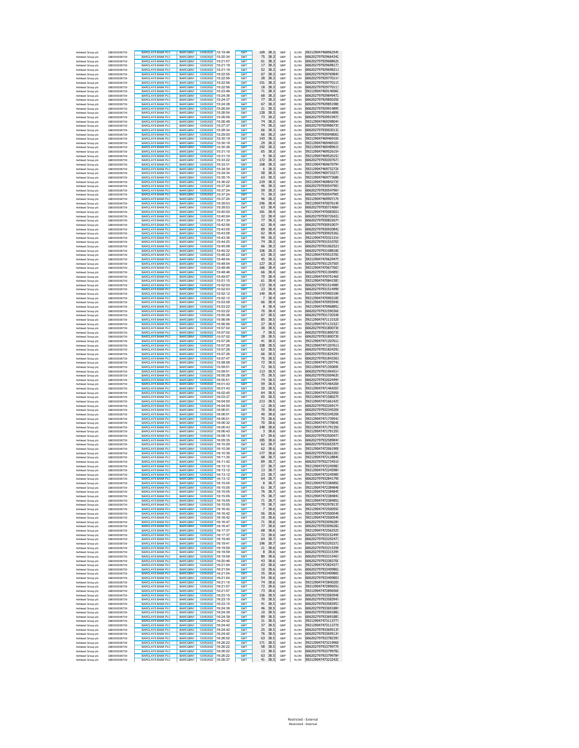| | | | | | | | | | | |
|---|---|---|---|---|---|---|---|---|---|---|
| Ashtead Group plc | GB0000536739 | BARCLAYS BANK PLC | BARCGBN1 | 12/05/2022 | 15:19:48 | GMT | 169 | 38.3 | GBP | XLON | 592129047468962549 |
| Ashtead Group plc | GB0000536739 | BARCLAYS BANK PLC | BARCGBN1 | 12/05/2022 | 15:20:34 | GMT | 75 | 38.3 | GBP | XLON | 606202797929664342 |
| Ashtead Group plc | GB0000536739 | BARCLAYS BANK PLC | BARCGBN1 | 12/05/2022 | 15:21:07 | GMT | 61 | 38.3 | GBP | XLON | 606202797929688626 |
| Ashtead Group plc | GB0000536739 | BARCLAYS BANK PLC | BARCGBN1 | 12/05/2022 | 15:21:19 | GMT | 17 | 38.3 | GBP | XLON | 606202797929698173 |
| Ashtead Group plc | GB0000536739 | BARCLAYS BANK PLC | BARCGBN1 | 12/05/2022 | 15:21:19 | GMT | 52 | 38.3 | GBP | XLON | 606202797929698211 |
| Ashtead Group plc | GB0000536739 | BARCLAYS BANK PLC | BARCGBN1 | 12/05/2022 | 15:22:55 | GMT | 67 | 38.3 | GBP | XLON | 606202797929769849 |
| Ashtead Group plc | GB0000536739 | BARCLAYS BANK PLC | BARCGBN1 | 12/05/2022 | 15:22:56 | GMT | 28 | 38.3 | GBP | XLON | 606202797929770114 |
| Ashtead Group plc | GB0000536739 | BARCLAYS BANK PLC | BARCGBN1 | 12/05/2022 | 15:22:56 | GMT | 151 | 38.3 | GBP | XLON | 606202797929770115 |
| Ashtead Group plc | GB0000536739 | BARCLAYS BANK PLC | BARCGBN1 | 12/05/2022 | 15:22:56 | GMT | 18 | 38.3 | GBP | XLON | 606202797929770113 |
| Ashtead Group plc | GB0000536739 | BARCLAYS BANK PLC | BARCGBN1 | 12/05/2022 | 15:23:46 | GMT | 71 | 38.3 | GBP | XLON | 592129047469146960 |
| Ashtead Group plc | GB0000536739 | BARCLAYS BANK PLC | BARCGBN1 | 12/05/2022 | 15:24:36 | GMT | 68 | 38.3 | GBP | XLON | 606202797929849472 |
| Ashtead Group plc | GB0000536739 | BARCLAYS BANK PLC | BARCGBN1 | 12/05/2022 | 15:24:37 | GMT | 77 | 38.3 | GBP | XLON | 606202797929850358 |
| Ashtead Group plc | GB0000536739 | BARCLAYS BANK PLC | BARCGBN1 | 12/05/2022 | 15:24:38 | GMT | 67 | 38.3 | GBP | XLON | 606202797929851986 |
| Ashtead Group plc | GB0000536739 | BARCLAYS BANK PLC | BARCGBN1 | 12/05/2022 | 15:26:04 | GMT | 21 | 38.3 | GBP | XLON | 606202797929914899 |
| Ashtead Group plc | GB0000536739 | BARCLAYS BANK PLC | BARCGBN1 | 12/05/2022 | 15:26:04 | GMT | 128 | 38.3 | GBP | XLON | 606202797929914898 |
| Ashtead Group plc | GB0000536739 | BARCLAYS BANK PLC | BARCGBN1 | 12/05/2022 | 15:26:09 | GMT | 73 | 38.2 | GBP | XLON | 606202797929919473 |
| Ashtead Group plc | GB0000536739 | BARCLAYS BANK PLC | BARCGBN1 | 12/05/2022 | 15:26:48 | GMT | 74 | 38.2 | GBP | XLON | 592129047469298044 |
| Ashtead Group plc | GB0000536739 | BARCLAYS BANK PLC | BARCGBN1 | 12/05/2022 | 15:27:37 | GMT | 74 | 38.2 | GBP | XLON | 606202797929986735 |
| Ashtead Group plc | GB0000536739 | BARCLAYS BANK PLC | BARCGBN1 | 12/05/2022 | 15:28:34 | GMT | 66 | 38.3 | GBP | XLON | 606202797930030132 |
| Ashtead Group plc | GB0000536739 | BARCLAYS BANK PLC | BARCGBN1 | 12/05/2022 | 15:29:00 | GMT | 66 | 38.2 | GBP | XLON | 606202797930048002 |
| Ashtead Group plc | GB0000536739 | BARCLAYS BANK PLC | BARCGBN1 | 12/05/2022 | 15:30:19 | GMT | 143 | 38.3 | GBP | XLON | 592129047469469106 |
| Ashtead Group plc | GB0000536739 | BARCLAYS BANK PLC | BARCGBN1 | 12/05/2022 | 15:30:19 | GMT | 29 | 38.3 | GBP | XLON | 592129047469469107 |
| Ashtead Group plc | GB0000536739 | BARCLAYS BANK PLC | BARCGBN1 | 12/05/2022 | 15:30:38 | GMT | 192 | 38.3 | GBP | XLON | 592129047469489615 |
| Ashtead Group plc | GB0000536739 | BARCLAYS BANK PLC | BARCGBN1 | 12/05/2022 | 15:31:10 | GMT | 65 | 38.3 | GBP | XLON | 592129047469526154 |
| Ashtead Group plc | GB0000536739 | BARCLAYS BANK PLC | BARCGBN1 | 12/05/2022 | 15:31:10 | GMT | 9 | 38.3 | GBP | XLON | 592129047469526153 |
| Ashtead Group plc | GB0000536739 | BARCLAYS BANK PLC | BARCGBN1 | 12/05/2022 | 15:33:22 | GMT | 172 | 38.3 | GBP | XLON | 606202797930307673 |
| Ashtead Group plc | GB0000536739 | BARCLAYS BANK PLC | BARCGBN1 | 12/05/2022 | 15:33:31 | GMT | 168 | 38.3 | GBP | XLON | 592129047469670794 |
| Ashtead Group plc | GB0000536739 | BARCLAYS BANK PLC | BARCGBN1 | 12/05/2022 | 15:34:34 | GMT | 6 | 38.3 | GBP | XLON | 592129047469732726 |
| Ashtead Group plc | GB0000536739 | BARCLAYS BANK PLC | BARCGBN1 | 12/05/2022 | 15:34:34 | GMT | 58 | 38.3 | GBP | XLON | 592129047469733277 |
| Ashtead Group plc | GB0000536739 | BARCLAYS BANK PLC | BARCGBN1 | 12/05/2022 | 15:35:15 | GMT | 63 | 38.3 | GBP | XLON | 592129047469773686 |
| Ashtead Group plc | GB0000536739 | BARCLAYS BANK PLC | BARCGBN1 | 12/05/2022 | 15:36:22 | GMT | 219 | 38.3 | GBP | XLON | 592129047469842735 |
| Ashtead Group plc | GB0000536739 | BARCLAYS BANK PLC | BARCGBN1 | 12/05/2022 | 15:37:24 | GMT | 46 | 38.3 | GBP | XLON | 606202797930547903 |
| Ashtead Group plc | GB0000536739 | BARCLAYS BANK PLC | BARCGBN1 | 12/05/2022 | 15:37:24 | GMT | 59 | 38.3 | GBP | XLON | 606202797930547904 |
| Ashtead Group plc | GB0000536739 | BARCLAYS BANK PLC | BARCGBN1 | 12/05/2022 | 15:37:24 | GMT | 71 | 38.3 | GBP | XLON | 606202797930547905 |
| Ashtead Group plc | GB0000536739 | BARCLAYS BANK PLC | BARCGBN1 | 12/05/2022 | 15:37:24 | GMT | 46 | 38.3 | GBP | XLON | 592129047469907176 |
| Ashtead Group plc | GB0000536739 | BARCLAYS BANK PLC | BARCGBN1 | 12/05/2022 | 15:39:53 | GMT | 246 | 38.4 | GBP | XLON | 592129047470076149 |
| Ashtead Group plc | GB0000536739 | BARCLAYS BANK PLC | BARCGBN1 | 12/05/2022 | 15:39:53 | GMT | 63 | 38.4 | GBP | XLON | 606202797930714064 |
| Ashtead Group plc | GB0000536739 | BARCLAYS BANK PLC | BARCGBN1 | 12/05/2022 | 15:40:00 | GMT | 181 | 38.4 | GBP | XLON | 592129047470083651 |
| Ashtead Group plc | GB0000536739 | BARCLAYS BANK PLC | BARCGBN1 | 12/05/2022 | 15:40:04 | GMT | 32 | 38.4 | GBP | XLON | 606202797930726422 |
| Ashtead Group plc | GB0000536739 | BARCLAYS BANK PLC | BARCGBN1 | 12/05/2022 | 15:41:34 | GMT | 77 | 38.3 | GBP | XLON | 606202797930822674 |
| Ashtead Group plc | GB0000536739 | BARCLAYS BANK PLC | BARCGBN1 | 12/05/2022 | 15:42:56 | GMT | 62 | 38.4 | GBP | XLON | 606202797930910074 |
| Ashtead Group plc | GB0000536739 | BARCLAYS BANK PLC | BARCGBN1 | 12/05/2022 | 15:43:05 | GMT | 89 | 38.4 | GBP | XLON | 606202797930920842 |
| Ashtead Group plc | GB0000536739 | BARCLAYS BANK PLC | BARCGBN1 | 12/05/2022 | 15:43:08 | GMT | 62 | 38.4 | GBP | XLON | 606202797930925362 |
| Ashtead Group plc | GB0000536739 | BARCLAYS BANK PLC | BARCGBN1 | 12/05/2022 | 15:43:36 | GMT | 99 | 38.3 | GBP | XLON | 592129047470321316 |
| Ashtead Group plc | GB0000536739 | BARCLAYS BANK PLC | BARCGBN1 | 12/05/2022 | 15:44:25 | GMT | 74 | 38.3 | GBP | XLON | 606202797931010765 |
| Ashtead Group plc | GB0000536739 | BARCLAYS BANK PLC | BARCGBN1 | 12/05/2022 | 15:45:08 | GMT | 66 | 38.3 | GBP | XLON | 606202797931062521 |
| Ashtead Group plc | GB0000536739 | BARCLAYS BANK PLC | BARCGBN1 | 12/05/2022 | 15:45:32 | GMT | 106 | 38.3 | GBP | XLON | 606202797931088186 |
| Ashtead Group plc | GB0000536739 | BARCLAYS BANK PLC | BARCGBN1 | 12/05/2022 | 15:46:22 | GMT | 63 | 38.3 | GBP | XLON | 592129047470515700 |
| Ashtead Group plc | GB0000536739 | BARCLAYS BANK PLC | BARCGBN1 | 12/05/2022 | 15:48:04 | GMT | 45 | 38.3 | GBP | XLON | 592129047470629475 |
| Ashtead Group plc | GB0000536739 | BARCLAYS BANK PLC | BARCGBN1 | 12/05/2022 | 15:48:04 | GMT | 127 | 38.3 | GBP | XLON | 606202797931257505 |
| Ashtead Group plc | GB0000536739 | BARCLAYS BANK PLC | BARCGBN1 | 12/05/2022 | 15:48:46 | GMT | 166 | 38.4 | GBP | XLON | 592129047470677607 |
| Ashtead Group plc | GB0000536739 | BARCLAYS BANK PLC | BARCGBN1 | 12/05/2022 | 15:48:46 | GMT | 66 | 38.4 | GBP | XLON | 606202797931304893 |
| Ashtead Group plc | GB0000536739 | BARCLAYS BANK PLC | BARCGBN1 | 12/05/2022 | 15:49:57 | GMT | 70 | 38.4 | GBP | XLON | 592129047470751465 |
| Ashtead Group plc | GB0000536739 | BARCLAYS BANK PLC | BARCGBN1 | 12/05/2022 | 15:51:15 | GMT | 61 | 38.4 | GBP | XLON | 592129047470841583 |
| Ashtead Group plc | GB0000536739 | BARCLAYS BANK PLC | BARCGBN1 | 12/05/2022 | 15:52:03 | GMT | 172 | 38.4 | GBP | XLON | 606202797931514989 |
| Ashtead Group plc | GB0000536739 | BARCLAYS BANK PLC | BARCGBN1 | 12/05/2022 | 15:52:03 | GMT | 23 | 38.4 | GBP | XLON | 606202797931514998 |
| Ashtead Group plc | GB0000536739 | BARCLAYS BANK PLC | BARCGBN1 | 12/05/2022 | 15:52:12 | GMT | 140 | 38.4 | GBP | XLON | 592129047470903186 |
| Ashtead Group plc | GB0000536739 | BARCLAYS BANK PLC | BARCGBN1 | 12/05/2022 | 15:52:12 | GMT | 7 | 38.4 | GBP | XLON | 592129047470903185 |
| Ashtead Group plc | GB0000536739 | BARCLAYS BANK PLC | BARCGBN1 | 12/05/2022 | 15:53:09 | GMT | 66 | 38.4 | GBP | XLON | 592129047470955946 |
| Ashtead Group plc | GB0000536739 | BARCLAYS BANK PLC | BARCGBN1 | 12/05/2022 | 15:53:22 | GMT | 8 | 38.4 | GBP | XLON | 592129047470968852 |
| Ashtead Group plc | GB0000536739 | BARCLAYS BANK PLC | BARCGBN1 | 12/05/2022 | 15:53:22 | GMT | 70 | 38.4 | GBP | XLON | 606202797931590366 |
| Ashtead Group plc | GB0000536739 | BARCLAYS BANK PLC | BARCGBN1 | 12/05/2022 | 15:55:36 | GMT | 67 | 38.5 | GBP | XLON | 606202797931720348 |
| Ashtead Group plc | GB0000536739 | BARCLAYS BANK PLC | BARCGBN1 | 12/05/2022 | 15:56:06 | GMT | 85 | 38.5 | GBP | XLON | 592129047471131528 |
| Ashtead Group plc | GB0000536739 | BARCLAYS BANK PLC | BARCGBN1 | 12/05/2022 | 15:56:06 | GMT | 27 | 38.5 | GBP | XLON | 592129047471131527 |
| Ashtead Group plc | GB0000536739 | BARCLAYS BANK PLC | BARCGBN1 | 12/05/2022 | 15:57:02 | GMT | 30 | 38.5 | GBP | XLON | 606202797931800736 |
| Ashtead Group plc | GB0000536739 | BARCLAYS BANK PLC | BARCGBN1 | 12/05/2022 | 15:57:02 | GMT | 7 | 38.5 | GBP | XLON | 606202797931800739 |
| Ashtead Group plc | GB0000536739 | BARCLAYS BANK PLC | BARCGBN1 | 12/05/2022 | 15:57:02 | GMT | 28 | 38.5 | GBP | XLON | 606202797931800738 |
| Ashtead Group plc | GB0000536739 | BARCLAYS BANK PLC | BARCGBN1 | 12/05/2022 | 15:57:26 | GMT | 41 | 38.5 | GBP | XLON | 592129047471207612 |
| Ashtead Group plc | GB0000536739 | BARCLAYS BANK PLC | BARCGBN1 | 12/05/2022 | 15:57:26 | GMT | 108 | 38.5 | GBP | XLON | 592129047471207611 |
| Ashtead Group plc | GB0000536739 | BARCLAYS BANK PLC | BARCGBN1 | 12/05/2022 | 15:57:26 | GMT | 62 | 38.5 | GBP | XLON | 606202797931824292 |
| Ashtead Group plc | GB0000536739 | BARCLAYS BANK PLC | BARCGBN1 | 12/05/2022 | 15:57:26 | GMT | 66 | 38.5 | GBP | XLON | 606202797931824291 |
| Ashtead Group plc | GB0000536739 | BARCLAYS BANK PLC | BARCGBN1 | 12/05/2022 | 15:57:47 | GMT | 76 | 38.5 | GBP | XLON | 606202797931843301 |
| Ashtead Group plc | GB0000536739 | BARCLAYS BANK PLC | BARCGBN1 | 12/05/2022 | 15:58:58 | GMT | 72 | 38.5 | GBP | XLON | 592129047471297742 |
| Ashtead Group plc | GB0000536739 | BARCLAYS BANK PLC | BARCGBN1 | 12/05/2022 | 15:59:51 | GMT | 72 | 38.5 | GBP | XLON | 592129047471350690 |
| Ashtead Group plc | GB0000536739 | BARCLAYS BANK PLC | BARCGBN1 | 12/05/2022 | 15:59:51 | GMT | 113 | 38.5 | GBP | XLON | 606202797931964514 |
| Ashtead Group plc | GB0000536739 | BARCLAYS BANK PLC | BARCGBN1 | 12/05/2022 | 16:00:28 | GMT | 75 | 38.5 | GBP | XLON | 606202797932004635 |
| Ashtead Group plc | GB0000536739 | BARCLAYS BANK PLC | BARCGBN1 | 12/05/2022 | 16:00:51 | GMT | 74 | 38.5 | GBP | XLON | 606202797932024494 |
| Ashtead Group plc | GB0000536739 | BARCLAYS BANK PLC | BARCGBN1 | 12/05/2022 | 16:01:43 | GMT | 59 | 38.5 | GBP | XLON | 592129047471464206 |
| Ashtead Group plc | GB0000536739 | BARCLAYS BANK PLC | BARCGBN1 | 12/05/2022 | 16:01:43 | GMT | 20 | 38.5 | GBP | XLON | 592129047471464207 |
| Ashtead Group plc | GB0000536739 | BARCLAYS BANK PLC | BARCGBN1 | 12/05/2022 | 16:02:45 | GMT | 64 | 38.5 | GBP | XLON | 592129047471525958 |
| Ashtead Group plc | GB0000536739 | BARCLAYS BANK PLC | BARCGBN1 | 12/05/2022 | 16:03:37 | GMT | 65 | 38.5 | GBP | XLON | 592129047471580279 |
| Ashtead Group plc | GB0000536739 | BARCLAYS BANK PLC | BARCGBN1 | 12/05/2022 | 16:04:50 | GMT | 213 | 38.5 | GBP | XLON | 592129047471661429 |
| Ashtead Group plc | GB0000536739 | BARCLAYS BANK PLC | BARCGBN1 | 12/05/2022 | 16:04:50 | GMT | 12 | 38.5 | GBP | XLON | 606202797932269174 |
| Ashtead Group plc | GB0000536739 | BARCLAYS BANK PLC | BARCGBN1 | 12/05/2022 | 16:06:01 | GMT | 70 | 38.6 | GBP | XLON | 606202797932345206 |
| Ashtead Group plc | GB0000536739 | BARCLAYS BANK PLC | BARCGBN1 | 12/05/2022 | 16:06:01 | GMT | 40 | 38.6 | GBP | XLON | 606202797932345208 |
| Ashtead Group plc | GB0000536739 | BARCLAYS BANK PLC | BARCGBN1 | 12/05/2022 | 16:06:01 | GMT | 75 | 38.6 | GBP | XLON | 592129047471739543 |
| Ashtead Group plc | GB0000536739 | BARCLAYS BANK PLC | BARCGBN1 | 12/05/2022 | 16:06:32 | GMT | 70 | 38.6 | GBP | XLON | 592129047471778040 |
| Ashtead Group plc | GB0000536739 | BARCLAYS BANK PLC | BARCGBN1 | 12/05/2022 | 16:06:43 | GMT | 148 | 38.6 | GBP | XLON | 592129047471791356 |
| Ashtead Group plc | GB0000536739 | BARCLAYS BANK PLC | BARCGBN1 | 12/05/2022 | 16:06:43 | GMT | 3 | 38.6 | GBP | XLON | 592129047471791355 |
| Ashtead Group plc | GB0000536739 | BARCLAYS BANK PLC | BARCGBN1 | 12/05/2022 | 16:08:15 | GMT | 67 | 38.6 | GBP | XLON | 606202797932500477 |
| Ashtead Group plc | GB0000536739 | BARCLAYS BANK PLC | BARCGBN1 | 12/05/2022 | 16:09:35 | GMT | 185 | 38.6 | GBP | XLON | 606202797932589844 |
| Ashtead Group plc | GB0000536739 | BARCLAYS BANK PLC | BARCGBN1 | 12/05/2022 | 16:10:29 | GMT | 62 | 38.7 | GBP | XLON | 606202797932653575 |
| Ashtead Group plc | GB0000536739 | BARCLAYS BANK PLC | BARCGBN1 | 12/05/2022 | 16:10:36 | GMT | 62 | 38.6 | GBP | XLON | 592129047472061908 |
| Ashtead Group plc | GB0000536739 | BARCLAYS BANK PLC | BARCGBN1 | 12/05/2022 | 16:10:36 | GMT | 177 | 38.6 | GBP | XLON | 606202797932661207 |
| Ashtead Group plc | GB0000536739 | BARCLAYS BANK PLC | BARCGBN1 | 12/05/2022 | 16:11:35 | GMT | 68 | 38.7 | GBP | XLON | 592129047472128840 |
| Ashtead Group plc | GB0000536739 | BARCLAYS BANK PLC | BARCGBN1 | 12/05/2022 | 16:11:42 | GMT | 89 | 38.7 | GBP | XLON | 606202797932734518 |
| Ashtead Group plc | GB0000536739 | BARCLAYS BANK PLC | BARCGBN1 | 12/05/2022 | 16:13:12 | GMT | 27 | 38.7 | GBP | XLON | 592129047472245983 |
| Ashtead Group plc | GB0000536739 | BARCLAYS BANK PLC | BARCGBN1 | 12/05/2022 | 16:13:12 | GMT | 13 | 38.7 | GBP | XLON | 592129047472245984 |
| Ashtead Group plc | GB0000536739 | BARCLAYS BANK PLC | BARCGBN1 | 12/05/2022 | 16:13:12 | GMT | 23 | 38.7 | GBP | XLON | 592129047472245985 |
| Ashtead Group plc | GB0000536739 | BARCLAYS BANK PLC | BARCGBN1 | 12/05/2022 | 16:13:12 | GMT | 64 | 38.7 | GBP | XLON | 606202797932841798 |
| Ashtead Group plc | GB0000536739 | BARCLAYS BANK PLC | BARCGBN1 | 12/05/2022 | 16:15:05 | GMT | 8 | 38.7 | GBP | XLON | 592129047472384850 |
| Ashtead Group plc | GB0000536739 | BARCLAYS BANK PLC | BARCGBN1 | 12/05/2022 | 16:15:05 | GMT | 61 | 38.7 | GBP | XLON | 592129047472384848 |
| Ashtead Group plc | GB0000536739 | BARCLAYS BANK PLC | BARCGBN1 | 12/05/2022 | 16:15:05 | GMT | 76 | 38.7 | GBP | XLON | 592129047472384849 |
| Ashtead Group plc | GB0000536739 | BARCLAYS BANK PLC | BARCGBN1 | 12/05/2022 | 16:15:05 | GMT | 75 | 38.7 | GBP | XLON | 592129047472384847 |
| Ashtead Group plc | GB0000536739 | BARCLAYS BANK PLC | BARCGBN1 | 12/05/2022 | 16:15:05 | GMT | 71 | 38.7 | GBP | XLON | 592129047472384852 |
| Ashtead Group plc | GB0000536739 | BARCLAYS BANK PLC | BARCGBN1 | 12/05/2022 | 16:15:05 | GMT | 70 | 38.7 | GBP | XLON | 606202797932978135 |
| Ashtead Group plc | GB0000536739 | BARCLAYS BANK PLC | BARCGBN1 | 12/05/2022 | 16:16:42 | GMT | 7 | 38.6 | GBP | XLON | 592129047472500550 |
| Ashtead Group plc | GB0000536739 | BARCLAYS BANK PLC | BARCGBN1 | 12/05/2022 | 16:16:42 | GMT | 56 | 38.6 | GBP | XLON | 592129047472500548 |
| Ashtead Group plc | GB0000536739 | BARCLAYS BANK PLC | BARCGBN1 | 12/05/2022 | 16:16:42 | GMT | 10 | 38.6 | GBP | XLON | 592129047472500549 |
| Ashtead Group plc | GB0000536739 | BARCLAYS BANK PLC | BARCGBN1 | 12/05/2022 | 16:16:47 | GMT | 71 | 38.6 | GBP | XLON | 606202797933096284 |
| Ashtead Group plc | GB0000536739 | BARCLAYS BANK PLC | BARCGBN1 | 12/05/2022 | 16:16:47 | GMT | 77 | 38.6 | GBP | XLON | 606202797933096282 |
| Ashtead Group plc | GB0000536739 | BARCLAYS BANK PLC | BARCGBN1 | 12/05/2022 | 16:17:37 | GMT | 68 | 38.6 | GBP | XLON | 592129047472562529 |
| Ashtead Group plc | GB0000536739 | BARCLAYS BANK PLC | BARCGBN1 | 12/05/2022 | 16:17:37 | GMT | 72 | 38.6 | GBP | XLON | 606202797933152499 |
| Ashtead Group plc | GB0000536739 | BARCLAYS BANK PLC | BARCGBN1 | 12/05/2022 | 16:19:40 | GMT | 64 | 38.7 | GBP | XLON | 606202797933292473 |
| Ashtead Group plc | GB0000536739 | BARCLAYS BANK PLC | BARCGBN1 | 12/05/2022 | 16:19:41 | GMT | 196 | 38.7 | GBP | XLON | 606202797933293372 |
| Ashtead Group plc | GB0000536739 | BARCLAYS BANK PLC | BARCGBN1 | 12/05/2022 | 16:19:59 | GMT | 21 | 38.6 | GBP | XLON | 606202797933315398 |
| Ashtead Group plc | GB0000536739 | BARCLAYS BANK PLC | BARCGBN1 | 12/05/2022 | 16:19:59 | GMT | 8 | 38.6 | GBP | XLON | 606202797933315399 |
| Ashtead Group plc | GB0000536739 | BARCLAYS BANK PLC | BARCGBN1 | 12/05/2022 | 16:19:59 | GMT | 80 | 38.6 | GBP | XLON | 606202797933315407 |
| Ashtead Group plc | GB0000536739 | BARCLAYS BANK PLC | BARCGBN1 | 12/05/2022 | 16:20:46 | GMT | 43 | 38.6 | GBP | XLON | 606202797933383700 |
| Ashtead Group plc | GB0000536739 | BARCLAYS BANK PLC | BARCGBN1 | 12/05/2022 | 16:21:04 | GMT | 63 | 38.6 | GBP | XLON | 592129047472824377 |
| Ashtead Group plc | GB0000536739 | BARCLAYS BANK PLC | BARCGBN1 | 12/05/2022 | 16:21:04 | GMT | 10 | 38.6 | GBP | XLON | 606202797933409802 |
| Ashtead Group plc | GB0000536739 | BARCLAYS BANK PLC | BARCGBN1 | 12/05/2022 | 16:21:04 | GMT | 35 | 38.6 | GBP | XLON | 606202797933409800 |
| Ashtead Group plc | GB0000536739 | BARCLAYS BANK PLC | BARCGBN1 | 12/05/2022 | 16:21:04 | GMT | 54 | 38.6 | GBP | XLON | 606202797933409801 |
| Ashtead Group plc | GB0000536739 | BARCLAYS BANK PLC | BARCGBN1 | 12/05/2022 | 16:21:15 | GMT | 74 | 38.6 | GBP | XLON | 592129047472840209 |
| Ashtead Group plc | GB0000536739 | BARCLAYS BANK PLC | BARCGBN1 | 12/05/2022 | 16:21:57 | GMT | 72 | 38.6 | GBP | XLON | 592129047472896552 |
| Ashtead Group plc | GB0000536739 | BARCLAYS BANK PLC | BARCGBN1 | 12/05/2022 | 16:21:57 | GMT | 73 | 38.6 | GBP | XLON | 592129047472896568 |
| Ashtead Group plc | GB0000536739 | BARCLAYS BANK PLC | BARCGBN1 | 12/05/2022 | 16:23:15 | GMT | 156 | 38.5 | GBP | XLON | 606202797933583948 |
| Ashtead Group plc | GB0000536739 | BARCLAYS BANK PLC | BARCGBN1 | 12/05/2022 | 16:23:15 | GMT | 70 | 38.5 | GBP | XLON | 606202797933583947 |
| Ashtead Group plc | GB0000536739 | BARCLAYS BANK PLC | BARCGBN1 | 12/05/2022 | 16:23:15 | GMT | 41 | 38.5 | GBP | XLON | 606202797933583957 |
| Ashtead Group plc | GB0000536739 | BARCLAYS BANK PLC | BARCGBN1 | 12/05/2022 | 16:24:39 | GMT | 46 | 38.5 | GBP | XLON | 606202797933691884 |
| Ashtead Group plc | GB0000536739 | BARCLAYS BANK PLC | BARCGBN1 | 12/05/2022 | 16:24:39 | GMT | 10 | 38.5 | GBP | XLON | 606202797933691882 |
| Ashtead Group plc | GB0000536739 | BARCLAYS BANK PLC | BARCGBN1 | 12/05/2022 | 16:24:39 | GMT | 89 | 38.5 | GBP | XLON | 606202797933691883 |
| Ashtead Group plc | GB0000536739 | BARCLAYS BANK PLC | BARCGBN1 | 12/05/2022 | 16:24:42 | GMT | 31 | 38.5 | GBP | XLON | 592129047473113777 |
| Ashtead Group plc | GB0000536739 | BARCLAYS BANK PLC | BARCGBN1 | 12/05/2022 | 16:24:42 | GMT | 37 | 38.5 | GBP | XLON | 592129047473113778 |
| Ashtead Group plc | GB0000536739 | BARCLAYS BANK PLC | BARCGBN1 | 12/05/2022 | 16:24:42 | GMT | 25 | 38.5 | GBP | XLON | 606202797933695135 |
| Ashtead Group plc | GB0000536739 | BARCLAYS BANK PLC | BARCGBN1 | 12/05/2022 | 16:24:42 | GMT | 76 | 38.5 | GBP | XLON | 606202797933695134 |
| Ashtead Group plc | GB0000536739 | BARCLAYS BANK PLC | BARCGBN1 | 12/05/2022 | 16:26:02 | GMT | 63 | 38.5 | GBP | XLON | 606202797933782397 |
| Ashtead Group plc | GB0000536739 | BARCLAYS BANK PLC | BARCGBN1 | 12/05/2022 | 16:26:22 | GMT | 171 | 38.5 | GBP | XLON | 592129047473219968 |
| Ashtead Group plc | GB0000536739 | BARCLAYS BANK PLC | BARCGBN1 | 12/05/2022 | 16:26:22 | GMT | 58 | 38.5 | GBP | XLON | 606202797933799778 |
| Ashtead Group plc | GB0000536739 | BARCLAYS BANK PLC | BARCGBN1 | 12/05/2022 | 16:26:22 | GMT | 13 | 38.5 | GBP | XLON | 606202797933799782 |
| Ashtead Group plc | GB0000536739 | BARCLAYS BANK PLC | BARCGBN1 | 12/05/2022 | 16:26:22 | GMT | 63 | 38.5 | GBP | XLON | 606202797933799784 |
| Ashtead Group plc | GB0000536739 | BARCLAYS BANK PLC | BARCGBN1 | 12/05/2022 | 16:26:37 | GMT | 41 | 38.5 | GBP | XLON | 592129047473232420 |

Restricted - External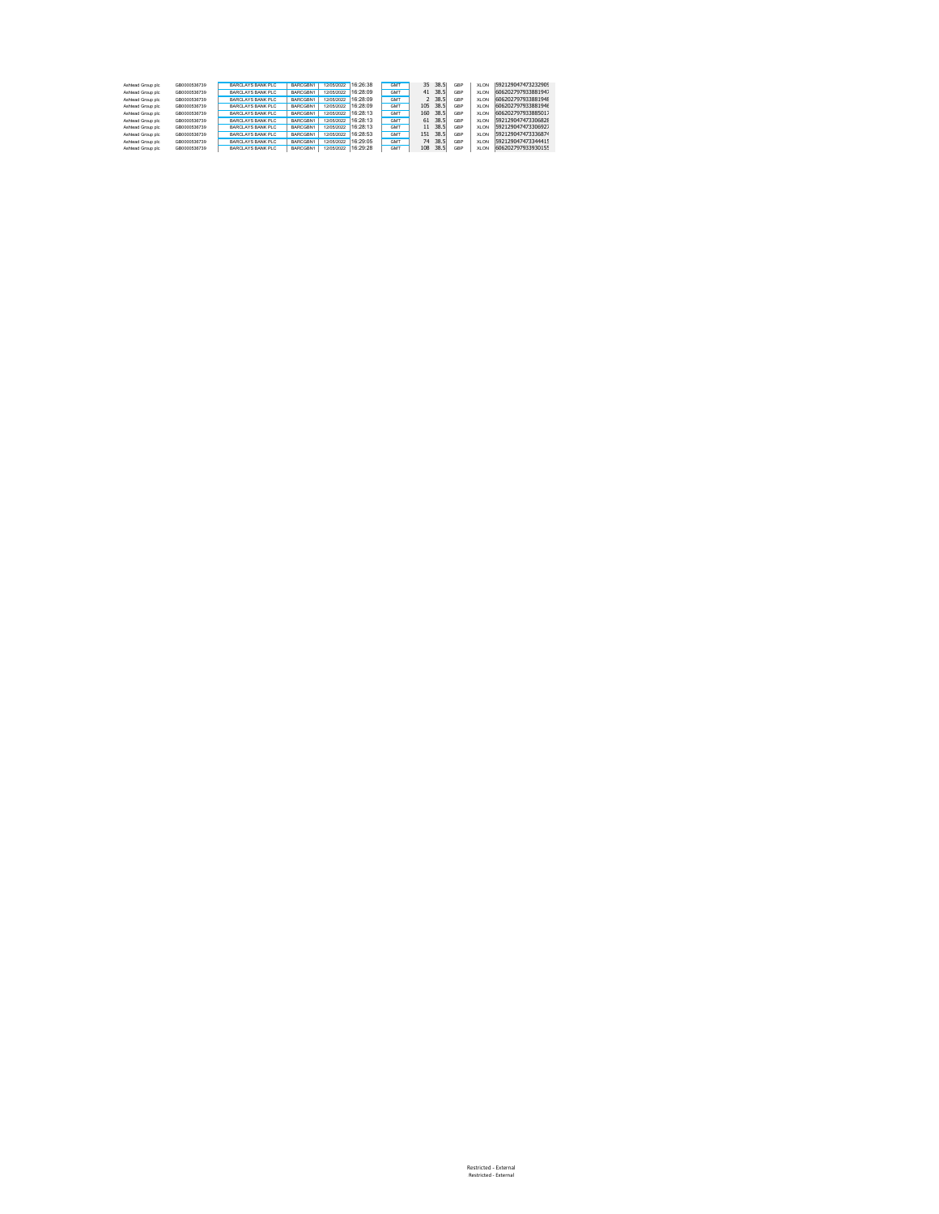| | | | | | | | | | | | | |
|---|---|---|---|---|---|---|---|---|---|---|---|---|
| Ashtead Group plc | GB0000536739 | BARCLAYS BANK PLC | BARCGBN1 | 12/05/2022 | 16:26:38 | GMT | 35 | 38.5 | GBP | XLON | 592129047473232909 |
| Ashtead Group plc | GB0000536739 | BARCLAYS BANK PLC | BARCGBN1 | 12/05/2022 | 16:28:09 | GMT | 41 | 38.5 | GBP | XLON | 606202797933881947 |
| Ashtead Group plc | GB0000536739 | BARCLAYS BANK PLC | BARCGBN1 | 12/05/2022 | 16:28:09 | GMT | 2 | 38.5 | GBP | XLON | 606202797933881948 |
| Ashtead Group plc | GB0000536739 | BARCLAYS BANK PLC | BARCGBN1 | 12/05/2022 | 16:28:09 | GMT | 105 | 38.5 | GBP | XLON | 606202797933881946 |
| Ashtead Group plc | GB0000536739 | BARCLAYS BANK PLC | BARCGBN1 | 12/05/2022 | 16:28:13 | GMT | 160 | 38.5 | GBP | XLON | 606202797933885017 |
| Ashtead Group plc | GB0000536739 | BARCLAYS BANK PLC | BARCGBN1 | 12/05/2022 | 16:28:13 | GMT | 61 | 38.5 | GBP | XLON | 592129047473306828 |
| Ashtead Group plc | GB0000536739 | BARCLAYS BANK PLC | BARCGBN1 | 12/05/2022 | 16:28:13 | GMT | 11 | 38.5 | GBP | XLON | 592129047473306927 |
| Ashtead Group plc | GB0000536739 | BARCLAYS BANK PLC | BARCGBN1 | 12/05/2022 | 16:28:53 | GMT | 151 | 38.5 | GBP | XLON | 592129047473336874 |
| Ashtead Group plc | GB0000536739 | BARCLAYS BANK PLC | BARCGBN1 | 12/05/2022 | 16:29:05 | GMT | 74 | 38.5 | GBP | XLON | 592129047473344415 |
| Ashtead Group plc | GB0000536739 | BARCLAYS BANK PLC | BARCGBN1 | 12/05/2022 | 16:29:28 | GMT | 108 | 38.5 | GBP | XLON | 606202797933930155 |

Restricted - External
Restricted - External